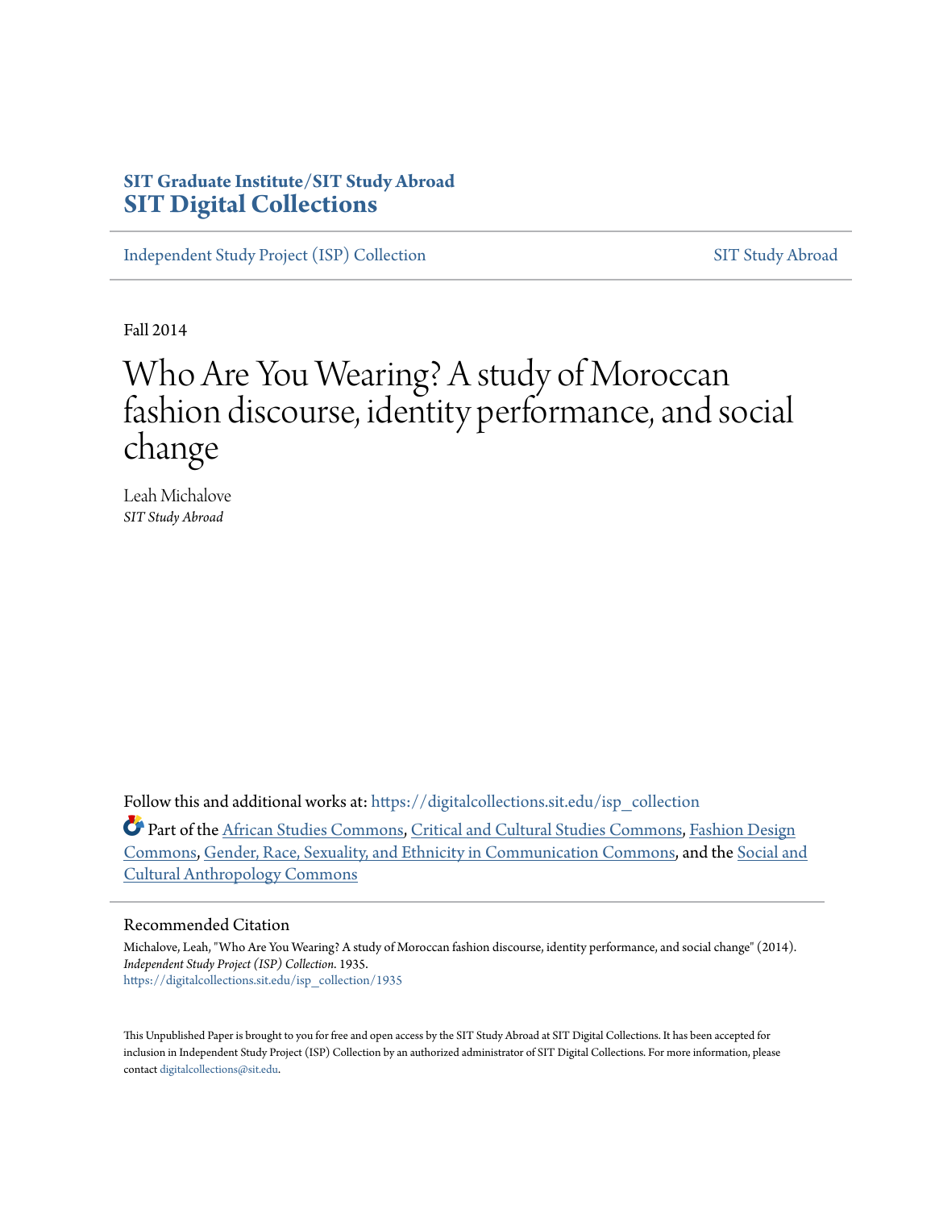**SIT Graduate Institute/SIT Study Abroad**
**SIT Digital Collections**

Independent Study Project (ISP) Collection | SIT Study Abroad

Fall 2014

# Who Are You Wearing? A study of Moroccan fashion discourse, identity performance, and social change

Leah Michalove
*SIT Study Abroad*

Follow this and additional works at: https://digitalcollections.sit.edu/isp_collection

Part of the African Studies Commons, Critical and Cultural Studies Commons, Fashion Design Commons, Gender, Race, Sexuality, and Ethnicity in Communication Commons, and the Social and Cultural Anthropology Commons

## Recommended Citation

Michalove, Leah, "Who Are You Wearing? A study of Moroccan fashion discourse, identity performance, and social change" (2014). *Independent Study Project (ISP) Collection*. 1935.
https://digitalcollections.sit.edu/isp_collection/1935

This Unpublished Paper is brought to you for free and open access by the SIT Study Abroad at SIT Digital Collections. It has been accepted for inclusion in Independent Study Project (ISP) Collection by an authorized administrator of SIT Digital Collections. For more information, please contact digitalcollections@sit.edu.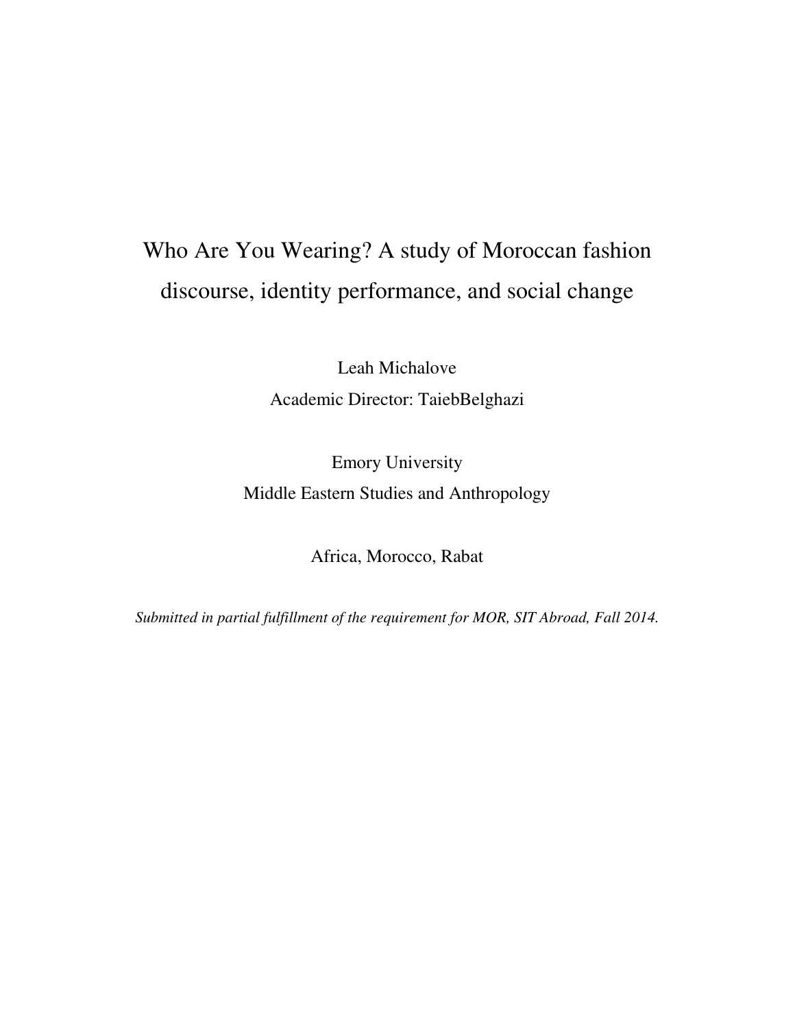# Who Are You Wearing? A study of Moroccan fashion discourse, identity performance, and social change

Leah Michalove

Academic Director: TaiebBelghazi

Emory University

Middle Eastern Studies and Anthropology

Africa, Morocco, Rabat

*Submitted in partial fulfillment of the requirement for MOR, SIT Abroad, Fall 2014.*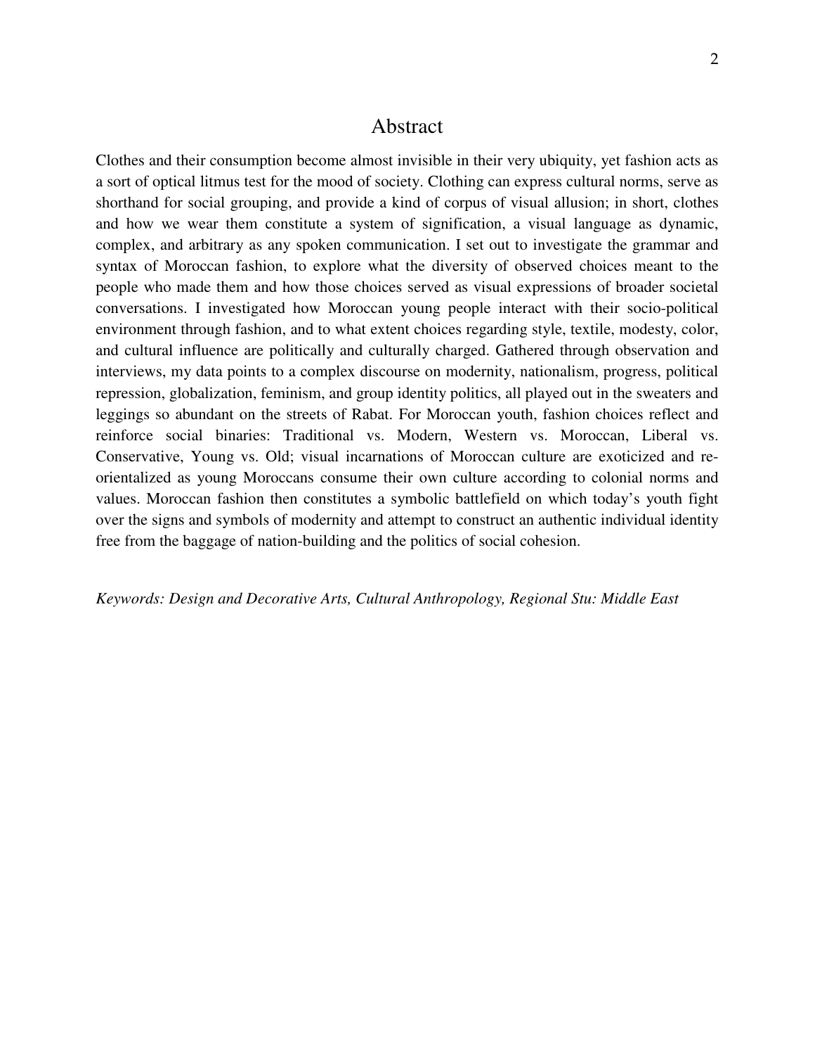# Abstract

Clothes and their consumption become almost invisible in their very ubiquity, yet fashion acts as a sort of optical litmus test for the mood of society. Clothing can express cultural norms, serve as shorthand for social grouping, and provide a kind of corpus of visual allusion; in short, clothes and how we wear them constitute a system of signification, a visual language as dynamic, complex, and arbitrary as any spoken communication. I set out to investigate the grammar and syntax of Moroccan fashion, to explore what the diversity of observed choices meant to the people who made them and how those choices served as visual expressions of broader societal conversations. I investigated how Moroccan young people interact with their socio-political environment through fashion, and to what extent choices regarding style, textile, modesty, color, and cultural influence are politically and culturally charged. Gathered through observation and interviews, my data points to a complex discourse on modernity, nationalism, progress, political repression, globalization, feminism, and group identity politics, all played out in the sweaters and leggings so abundant on the streets of Rabat. For Moroccan youth, fashion choices reflect and reinforce social binaries: Traditional vs. Modern, Western vs. Moroccan, Liberal vs. Conservative, Young vs. Old; visual incarnations of Moroccan culture are exoticized and re-orientalized as young Moroccans consume their own culture according to colonial norms and values. Moroccan fashion then constitutes a symbolic battlefield on which today's youth fight over the signs and symbols of modernity and attempt to construct an authentic individual identity free from the baggage of nation-building and the politics of social cohesion.

*Keywords: Design and Decorative Arts, Cultural Anthropology, Regional Stu: Middle East*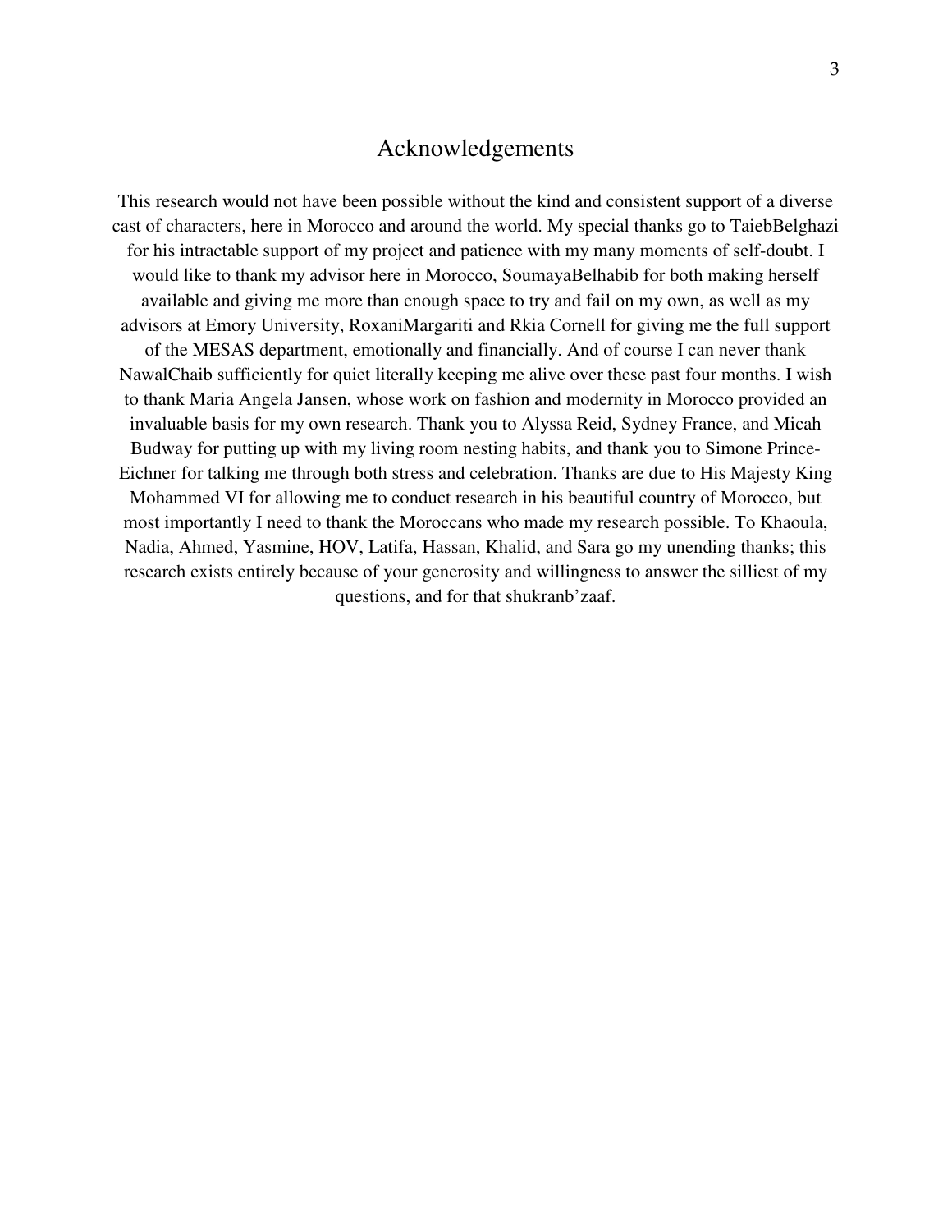# Acknowledgements

This research would not have been possible without the kind and consistent support of a diverse cast of characters, here in Morocco and around the world. My special thanks go to TaiebBelghazi for his intractable support of my project and patience with my many moments of self-doubt. I would like to thank my advisor here in Morocco, SoumayaBelhabib for both making herself available and giving me more than enough space to try and fail on my own, as well as my advisors at Emory University, RoxaniMargariti and Rkia Cornell for giving me the full support of the MESAS department, emotionally and financially. And of course I can never thank NawalChaib sufficiently for quiet literally keeping me alive over these past four months. I wish to thank Maria Angela Jansen, whose work on fashion and modernity in Morocco provided an invaluable basis for my own research. Thank you to Alyssa Reid, Sydney France, and Micah Budway for putting up with my living room nesting habits, and thank you to Simone Prince-Eichner for talking me through both stress and celebration. Thanks are due to His Majesty King Mohammed VI for allowing me to conduct research in his beautiful country of Morocco, but most importantly I need to thank the Moroccans who made my research possible. To Khaoula, Nadia, Ahmed, Yasmine, HOV, Latifa, Hassan, Khalid, and Sara go my unending thanks; this research exists entirely because of your generosity and willingness to answer the silliest of my questions, and for that shukranb'zaaf.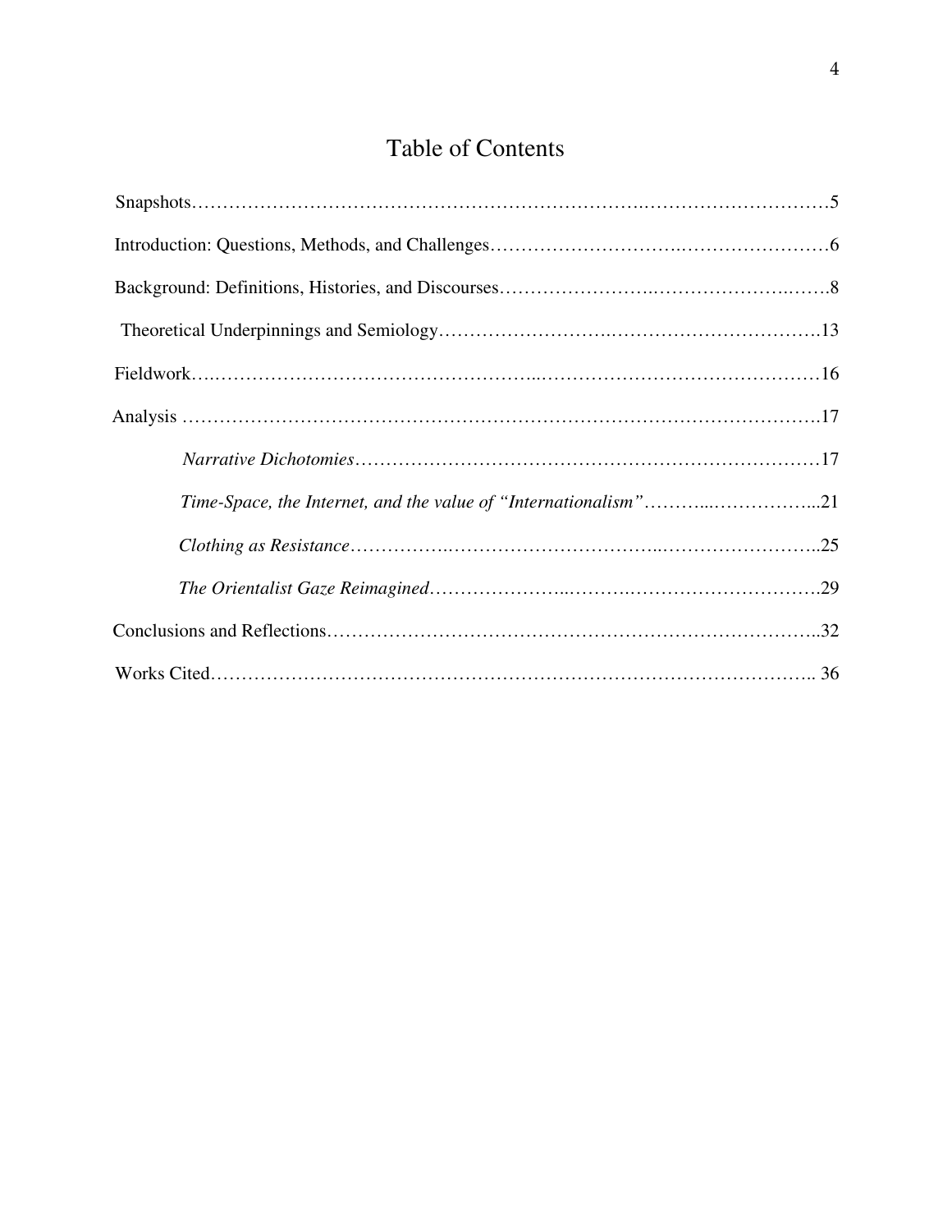# Table of Contents

Snapshots…………………………………………………………………………………………5

Introduction: Questions, Methods, and Challenges…………………………………………………6

Background: Definitions, Histories, and Discourses…………………………………………………8

Theoretical Underpinnings and Semiology……………………………………………………………13

Fieldwork…………………………………………………………………………………………16

Analysis ……………………………………………………………………………………………17

*Narrative Dichotomies*…………………………………………………………………………17

*Time-Space, the Internet, and the value of "Internationalism"*……………………………...21

*Clothing as Resistance*…………………………………………………………………………..25

*The Orientalist Gaze Reimagined*……………………………………………………………….29

Conclusions and Reflections……………………………………………………………………..32

Works Cited…………………………………………………………………………………….. 36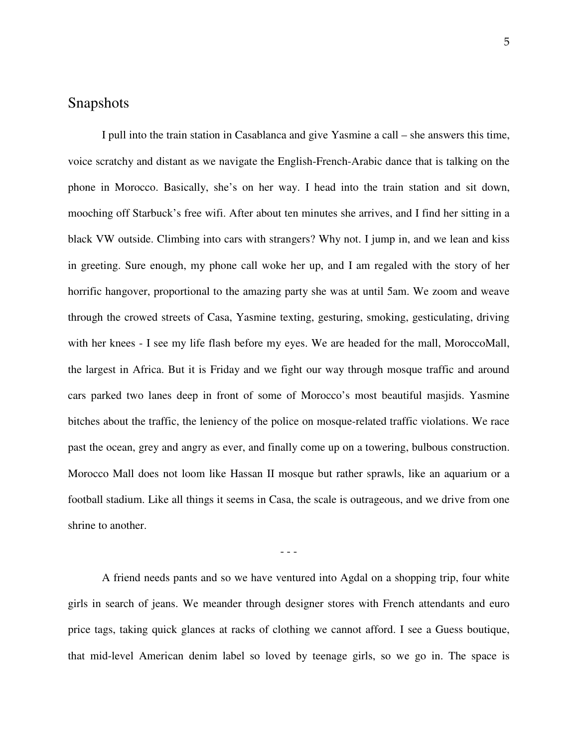## Snapshots

I pull into the train station in Casablanca and give Yasmine a call – she answers this time, voice scratchy and distant as we navigate the English-French-Arabic dance that is talking on the phone in Morocco. Basically, she's on her way. I head into the train station and sit down, mooching off Starbuck's free wifi. After about ten minutes she arrives, and I find her sitting in a black VW outside. Climbing into cars with strangers? Why not. I jump in, and we lean and kiss in greeting. Sure enough, my phone call woke her up, and I am regaled with the story of her horrific hangover, proportional to the amazing party she was at until 5am. We zoom and weave through the crowed streets of Casa, Yasmine texting, gesturing, smoking, gesticulating, driving with her knees - I see my life flash before my eyes. We are headed for the mall, MoroccoMall, the largest in Africa. But it is Friday and we fight our way through mosque traffic and around cars parked two lanes deep in front of some of Morocco's most beautiful masjids. Yasmine bitches about the traffic, the leniency of the police on mosque-related traffic violations. We race past the ocean, grey and angry as ever, and finally come up on a towering, bulbous construction. Morocco Mall does not loom like Hassan II mosque but rather sprawls, like an aquarium or a football stadium. Like all things it seems in Casa, the scale is outrageous, and we drive from one shrine to another.

- - -

A friend needs pants and so we have ventured into Agdal on a shopping trip, four white girls in search of jeans. We meander through designer stores with French attendants and euro price tags, taking quick glances at racks of clothing we cannot afford. I see a Guess boutique, that mid-level American denim label so loved by teenage girls, so we go in. The space is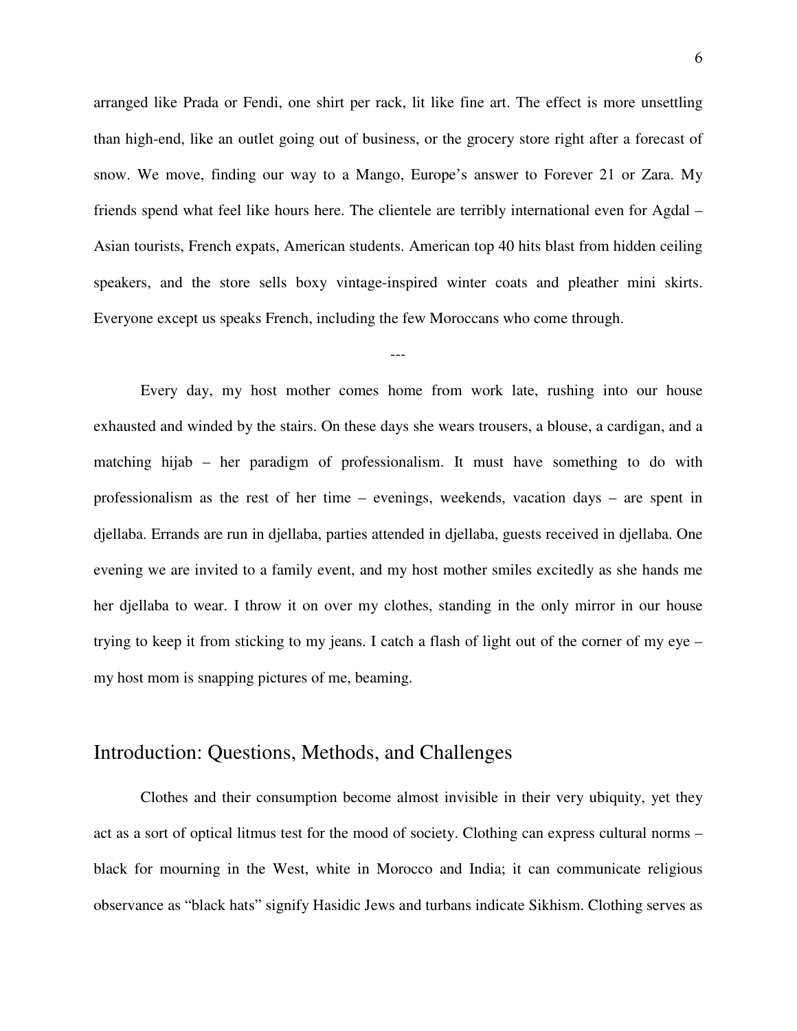arranged like Prada or Fendi, one shirt per rack, lit like fine art. The effect is more unsettling than high-end, like an outlet going out of business, or the grocery store right after a forecast of snow. We move, finding our way to a Mango, Europe's answer to Forever 21 or Zara. My friends spend what feel like hours here. The clientele are terribly international even for Agdal – Asian tourists, French expats, American students. American top 40 hits blast from hidden ceiling speakers, and the store sells boxy vintage-inspired winter coats and pleather mini skirts. Everyone except us speaks French, including the few Moroccans who come through.

---

Every day, my host mother comes home from work late, rushing into our house exhausted and winded by the stairs. On these days she wears trousers, a blouse, a cardigan, and a matching hijab – her paradigm of professionalism. It must have something to do with professionalism as the rest of her time – evenings, weekends, vacation days – are spent in djellaba. Errands are run in djellaba, parties attended in djellaba, guests received in djellaba. One evening we are invited to a family event, and my host mother smiles excitedly as she hands me her djellaba to wear. I throw it on over my clothes, standing in the only mirror in our house trying to keep it from sticking to my jeans. I catch a flash of light out of the corner of my eye – my host mom is snapping pictures of me, beaming.

## Introduction: Questions, Methods, and Challenges

Clothes and their consumption become almost invisible in their very ubiquity, yet they act as a sort of optical litmus test for the mood of society. Clothing can express cultural norms – black for mourning in the West, white in Morocco and India; it can communicate religious observance as "black hats" signify Hasidic Jews and turbans indicate Sikhism. Clothing serves as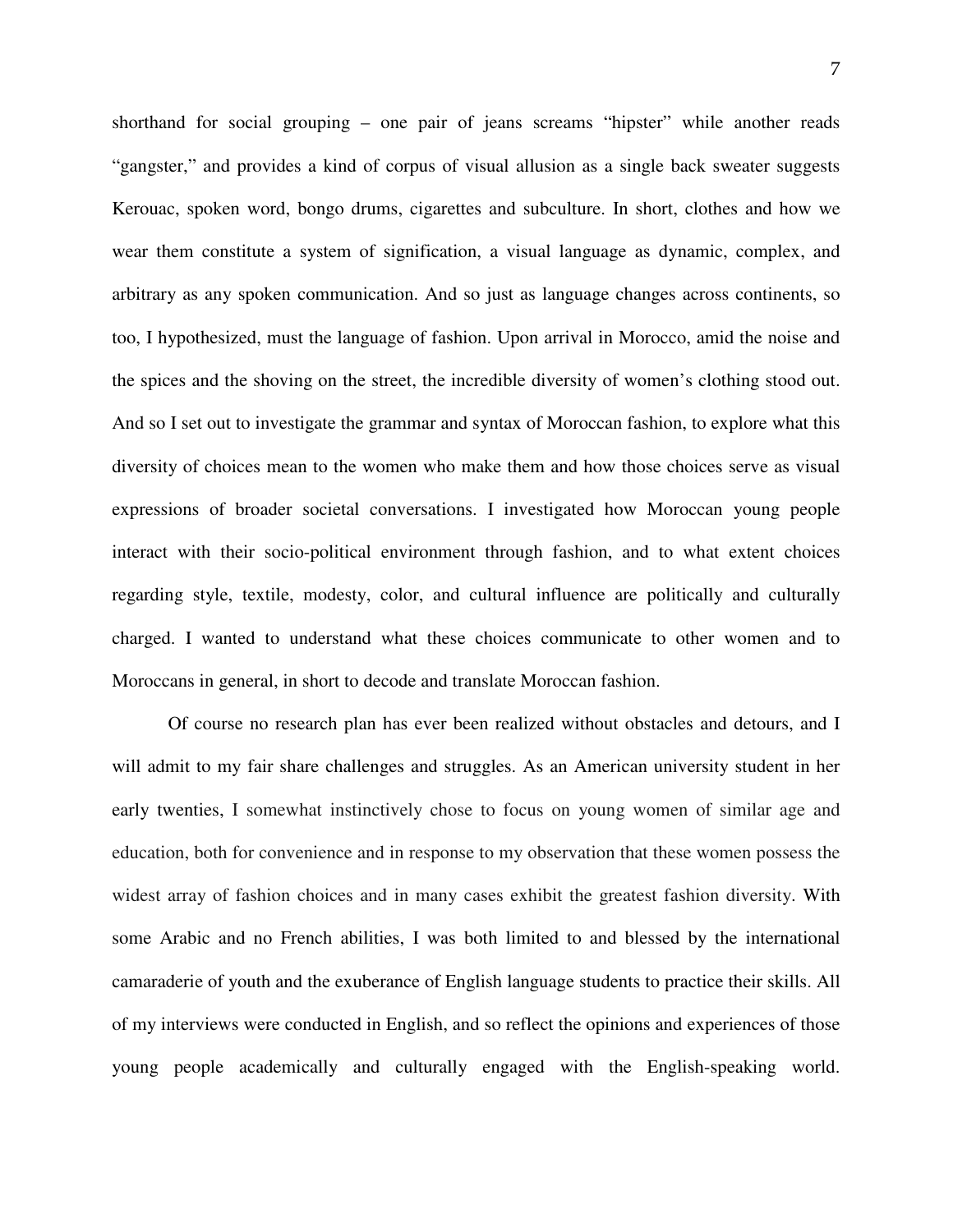shorthand for social grouping – one pair of jeans screams "hipster" while another reads "gangster," and provides a kind of corpus of visual allusion as a single back sweater suggests Kerouac, spoken word, bongo drums, cigarettes and subculture. In short, clothes and how we wear them constitute a system of signification, a visual language as dynamic, complex, and arbitrary as any spoken communication. And so just as language changes across continents, so too, I hypothesized, must the language of fashion. Upon arrival in Morocco, amid the noise and the spices and the shoving on the street, the incredible diversity of women's clothing stood out. And so I set out to investigate the grammar and syntax of Moroccan fashion, to explore what this diversity of choices mean to the women who make them and how those choices serve as visual expressions of broader societal conversations. I investigated how Moroccan young people interact with their socio-political environment through fashion, and to what extent choices regarding style, textile, modesty, color, and cultural influence are politically and culturally charged. I wanted to understand what these choices communicate to other women and to Moroccans in general, in short to decode and translate Moroccan fashion.

Of course no research plan has ever been realized without obstacles and detours, and I will admit to my fair share challenges and struggles. As an American university student in her early twenties, I somewhat instinctively chose to focus on young women of similar age and education, both for convenience and in response to my observation that these women possess the widest array of fashion choices and in many cases exhibit the greatest fashion diversity. With some Arabic and no French abilities, I was both limited to and blessed by the international camaraderie of youth and the exuberance of English language students to practice their skills. All of my interviews were conducted in English, and so reflect the opinions and experiences of those young people academically and culturally engaged with the English-speaking world.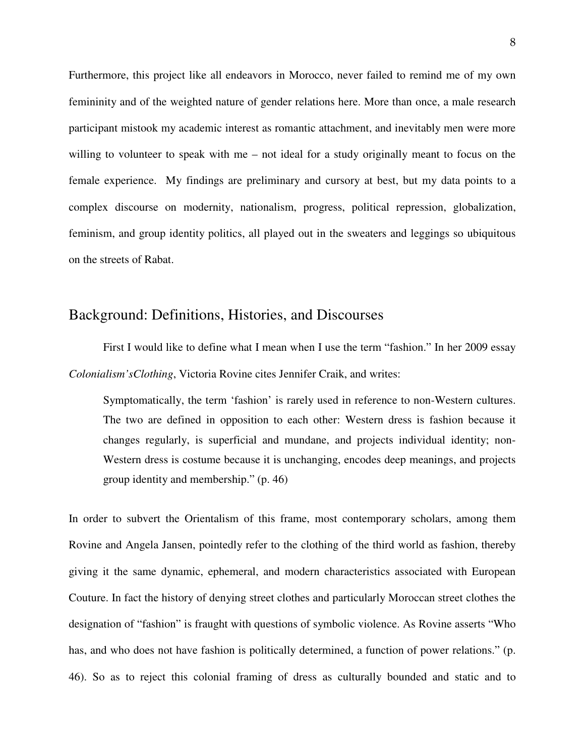Furthermore, this project like all endeavors in Morocco, never failed to remind me of my own femininity and of the weighted nature of gender relations here. More than once, a male research participant mistook my academic interest as romantic attachment, and inevitably men were more willing to volunteer to speak with me – not ideal for a study originally meant to focus on the female experience. My findings are preliminary and cursory at best, but my data points to a complex discourse on modernity, nationalism, progress, political repression, globalization, feminism, and group identity politics, all played out in the sweaters and leggings so ubiquitous on the streets of Rabat.

## Background: Definitions, Histories, and Discourses

First I would like to define what I mean when I use the term "fashion." In her 2009 essay *Colonialism'sClothing*, Victoria Rovine cites Jennifer Craik, and writes:

> Symptomatically, the term 'fashion' is rarely used in reference to non-Western cultures. The two are defined in opposition to each other: Western dress is fashion because it changes regularly, is superficial and mundane, and projects individual identity; non-Western dress is costume because it is unchanging, encodes deep meanings, and projects group identity and membership." (p. 46)

In order to subvert the Orientalism of this frame, most contemporary scholars, among them Rovine and Angela Jansen, pointedly refer to the clothing of the third world as fashion, thereby giving it the same dynamic, ephemeral, and modern characteristics associated with European Couture. In fact the history of denying street clothes and particularly Moroccan street clothes the designation of "fashion" is fraught with questions of symbolic violence. As Rovine asserts "Who has, and who does not have fashion is politically determined, a function of power relations." (p. 46). So as to reject this colonial framing of dress as culturally bounded and static and to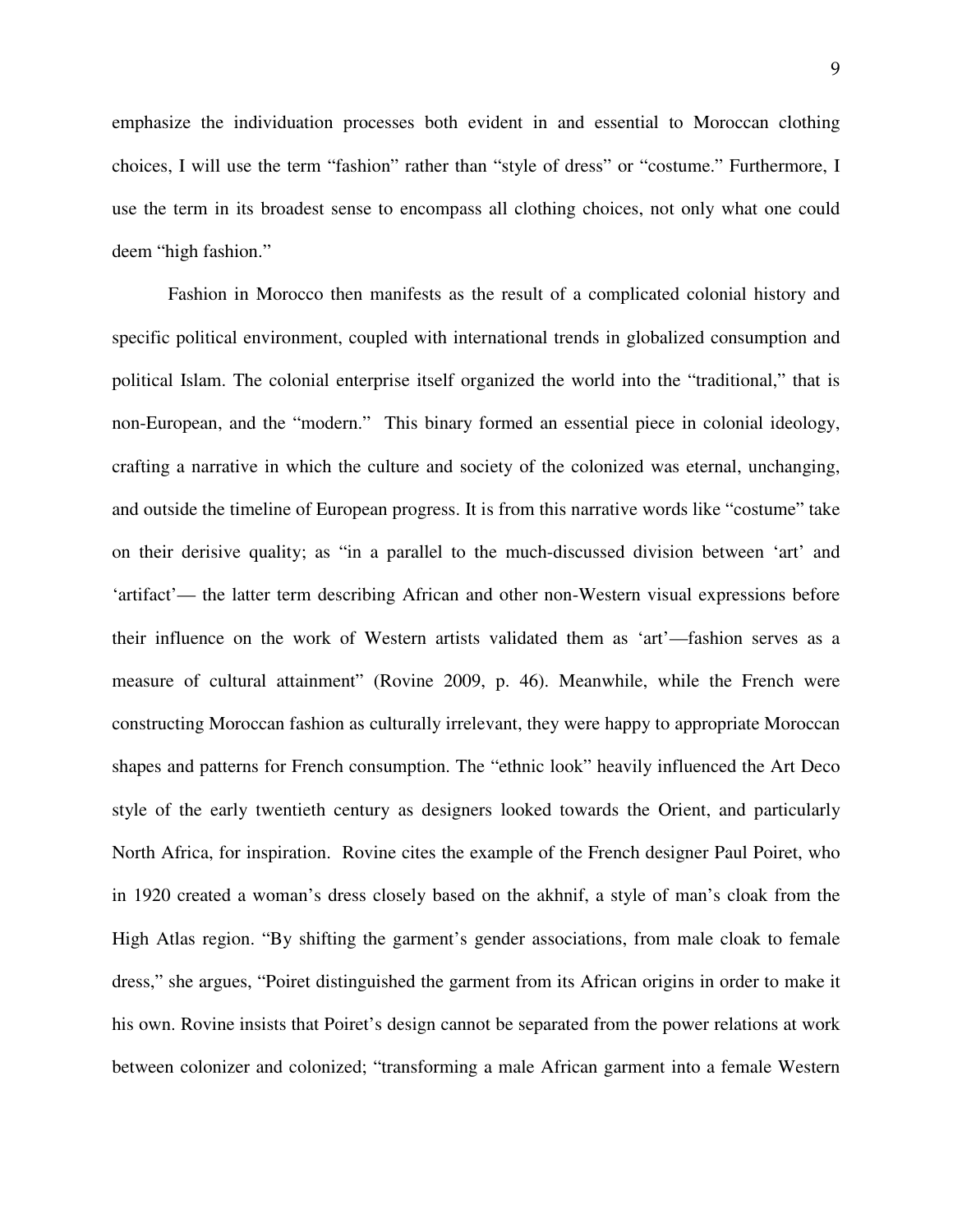emphasize the individuation processes both evident in and essential to Moroccan clothing choices, I will use the term "fashion" rather than "style of dress" or "costume." Furthermore, I use the term in its broadest sense to encompass all clothing choices, not only what one could deem "high fashion."

Fashion in Morocco then manifests as the result of a complicated colonial history and specific political environment, coupled with international trends in globalized consumption and political Islam. The colonial enterprise itself organized the world into the "traditional," that is non-European, and the "modern." This binary formed an essential piece in colonial ideology, crafting a narrative in which the culture and society of the colonized was eternal, unchanging, and outside the timeline of European progress. It is from this narrative words like "costume" take on their derisive quality; as "in a parallel to the much-discussed division between 'art' and 'artifact'— the latter term describing African and other non-Western visual expressions before their influence on the work of Western artists validated them as 'art'—fashion serves as a measure of cultural attainment" (Rovine 2009, p. 46). Meanwhile, while the French were constructing Moroccan fashion as culturally irrelevant, they were happy to appropriate Moroccan shapes and patterns for French consumption. The "ethnic look" heavily influenced the Art Deco style of the early twentieth century as designers looked towards the Orient, and particularly North Africa, for inspiration. Rovine cites the example of the French designer Paul Poiret, who in 1920 created a woman's dress closely based on the akhnif, a style of man's cloak from the High Atlas region. "By shifting the garment's gender associations, from male cloak to female dress," she argues, "Poiret distinguished the garment from its African origins in order to make it his own. Rovine insists that Poiret's design cannot be separated from the power relations at work between colonizer and colonized; "transforming a male African garment into a female Western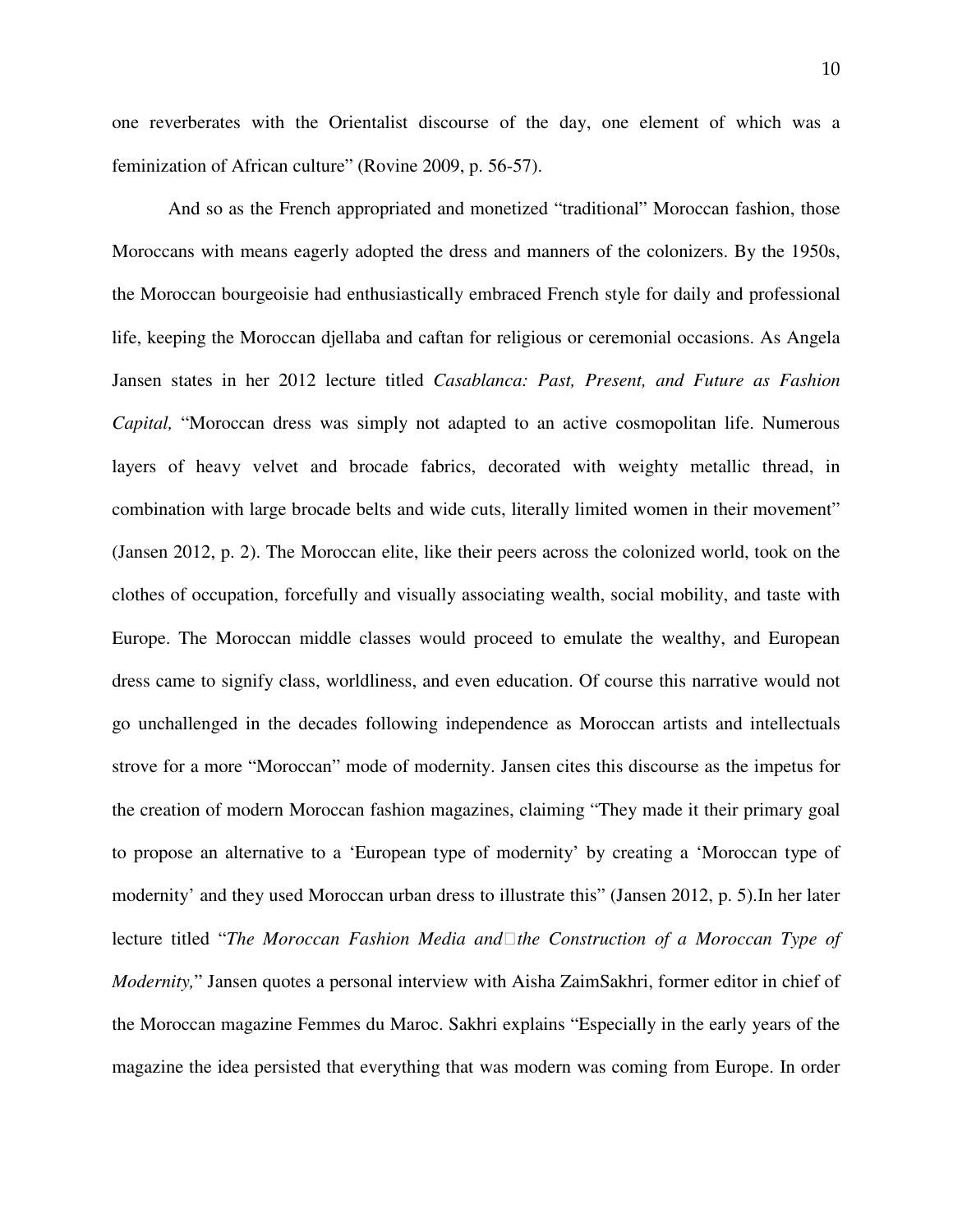one reverberates with the Orientalist discourse of the day, one element of which was a feminization of African culture" (Rovine 2009, p. 56-57).

And so as the French appropriated and monetized "traditional" Moroccan fashion, those Moroccans with means eagerly adopted the dress and manners of the colonizers. By the 1950s, the Moroccan bourgeoisie had enthusiastically embraced French style for daily and professional life, keeping the Moroccan djellaba and caftan for religious or ceremonial occasions. As Angela Jansen states in her 2012 lecture titled *Casablanca: Past, Present, and Future as Fashion Capital,* "Moroccan dress was simply not adapted to an active cosmopolitan life. Numerous layers of heavy velvet and brocade fabrics, decorated with weighty metallic thread, in combination with large brocade belts and wide cuts, literally limited women in their movement" (Jansen 2012, p. 2). The Moroccan elite, like their peers across the colonized world, took on the clothes of occupation, forcefully and visually associating wealth, social mobility, and taste with Europe. The Moroccan middle classes would proceed to emulate the wealthy, and European dress came to signify class, worldliness, and even education. Of course this narrative would not go unchallenged in the decades following independence as Moroccan artists and intellectuals strove for a more "Moroccan" mode of modernity. Jansen cites this discourse as the impetus for the creation of modern Moroccan fashion magazines, claiming "They made it their primary goal to propose an alternative to a 'European type of modernity' by creating a 'Moroccan type of modernity' and they used Moroccan urban dress to illustrate this" (Jansen 2012, p. 5).In her later lecture titled "*The Moroccan Fashion Media and the Construction of a Moroccan Type of Modernity,*" Jansen quotes a personal interview with Aisha ZaimSakhri, former editor in chief of the Moroccan magazine Femmes du Maroc. Sakhri explains "Especially in the early years of the magazine the idea persisted that everything that was modern was coming from Europe. In order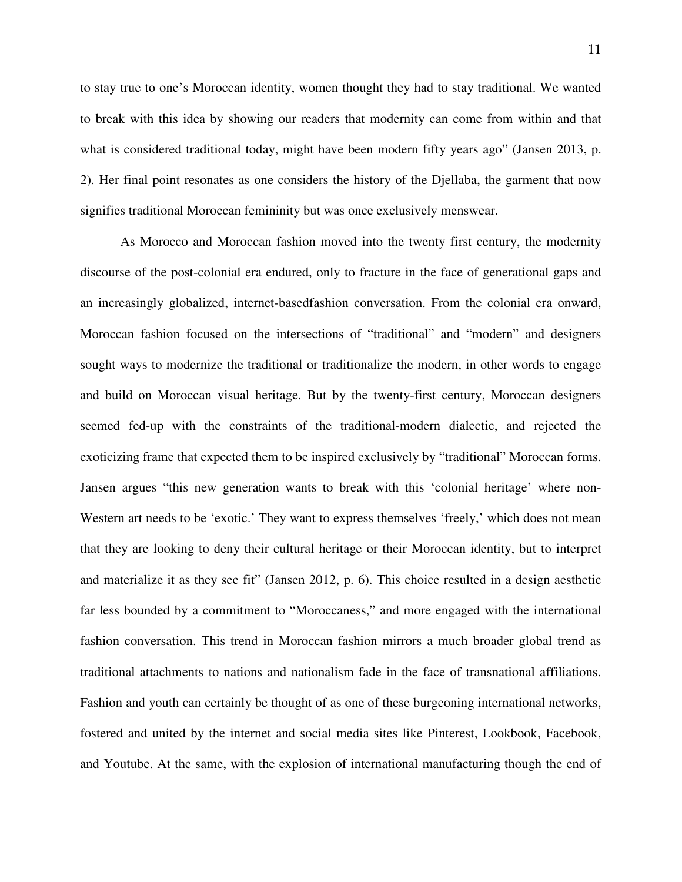to stay true to one's Moroccan identity, women thought they had to stay traditional. We wanted to break with this idea by showing our readers that modernity can come from within and that what is considered traditional today, might have been modern fifty years ago" (Jansen 2013, p. 2). Her final point resonates as one considers the history of the Djellaba, the garment that now signifies traditional Moroccan femininity but was once exclusively menswear.

As Morocco and Moroccan fashion moved into the twenty first century, the modernity discourse of the post-colonial era endured, only to fracture in the face of generational gaps and an increasingly globalized, internet-basedfashion conversation. From the colonial era onward, Moroccan fashion focused on the intersections of "traditional" and "modern" and designers sought ways to modernize the traditional or traditionalize the modern, in other words to engage and build on Moroccan visual heritage. But by the twenty-first century, Moroccan designers seemed fed-up with the constraints of the traditional-modern dialectic, and rejected the exoticizing frame that expected them to be inspired exclusively by "traditional" Moroccan forms. Jansen argues "this new generation wants to break with this 'colonial heritage' where non-Western art needs to be 'exotic.' They want to express themselves 'freely,' which does not mean that they are looking to deny their cultural heritage or their Moroccan identity, but to interpret and materialize it as they see fit" (Jansen 2012, p. 6). This choice resulted in a design aesthetic far less bounded by a commitment to "Moroccaness," and more engaged with the international fashion conversation. This trend in Moroccan fashion mirrors a much broader global trend as traditional attachments to nations and nationalism fade in the face of transnational affiliations. Fashion and youth can certainly be thought of as one of these burgeoning international networks, fostered and united by the internet and social media sites like Pinterest, Lookbook, Facebook, and Youtube. At the same, with the explosion of international manufacturing though the end of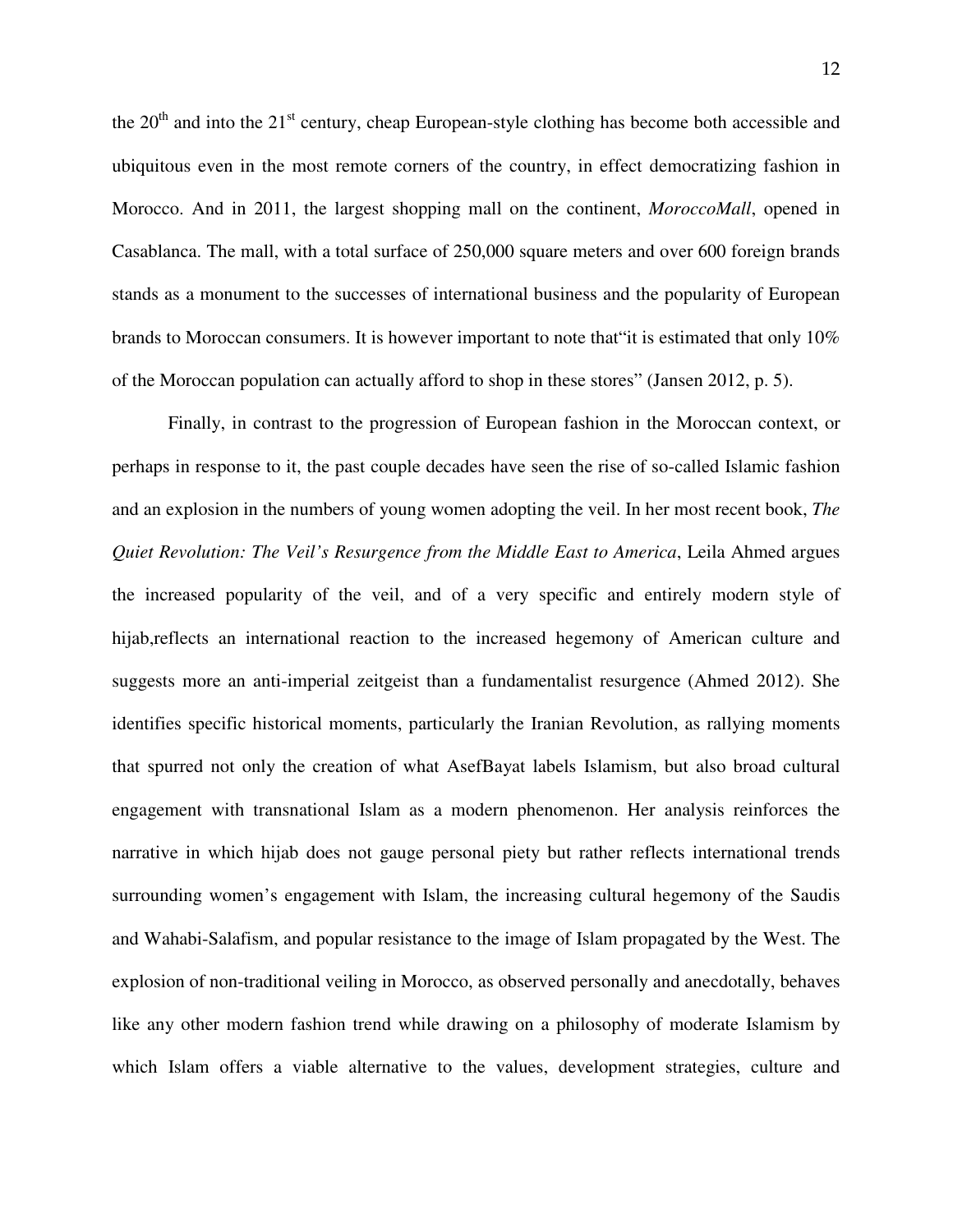the 20th and into the 21st century, cheap European-style clothing has become both accessible and ubiquitous even in the most remote corners of the country, in effect democratizing fashion in Morocco. And in 2011, the largest shopping mall on the continent, *MoroccoMall*, opened in Casablanca. The mall, with a total surface of 250,000 square meters and over 600 foreign brands stands as a monument to the successes of international business and the popularity of European brands to Moroccan consumers. It is however important to note that"it is estimated that only 10% of the Moroccan population can actually afford to shop in these stores" (Jansen 2012, p. 5).

Finally, in contrast to the progression of European fashion in the Moroccan context, or perhaps in response to it, the past couple decades have seen the rise of so-called Islamic fashion and an explosion in the numbers of young women adopting the veil. In her most recent book, *The Quiet Revolution: The Veil's Resurgence from the Middle East to America*, Leila Ahmed argues the increased popularity of the veil, and of a very specific and entirely modern style of hijab,reflects an international reaction to the increased hegemony of American culture and suggests more an anti-imperial zeitgeist than a fundamentalist resurgence (Ahmed 2012). She identifies specific historical moments, particularly the Iranian Revolution, as rallying moments that spurred not only the creation of what AsefBayat labels Islamism, but also broad cultural engagement with transnational Islam as a modern phenomenon. Her analysis reinforces the narrative in which hijab does not gauge personal piety but rather reflects international trends surrounding women's engagement with Islam, the increasing cultural hegemony of the Saudis and Wahabi-Salafism, and popular resistance to the image of Islam propagated by the West. The explosion of non-traditional veiling in Morocco, as observed personally and anecdotally, behaves like any other modern fashion trend while drawing on a philosophy of moderate Islamism by which Islam offers a viable alternative to the values, development strategies, culture and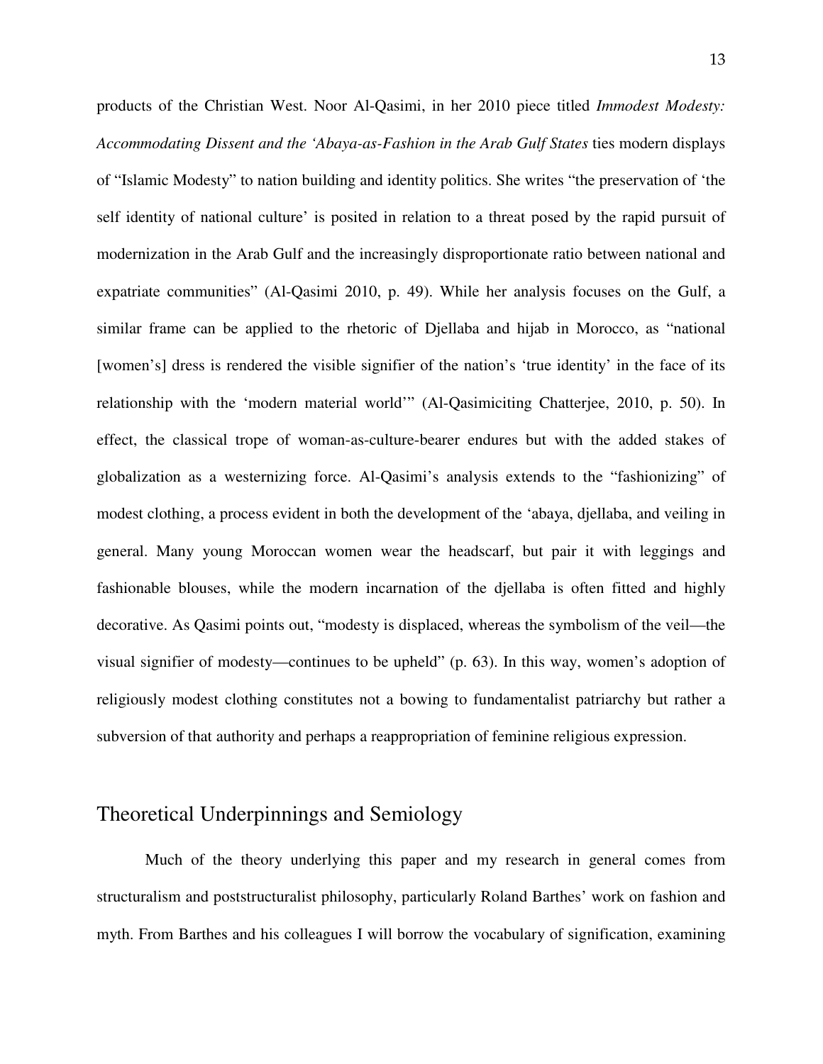products of the Christian West. Noor Al-Qasimi, in her 2010 piece titled *Immodest Modesty: Accommodating Dissent and the 'Abaya-as-Fashion in the Arab Gulf States* ties modern displays of "Islamic Modesty" to nation building and identity politics. She writes "the preservation of 'the self identity of national culture' is posited in relation to a threat posed by the rapid pursuit of modernization in the Arab Gulf and the increasingly disproportionate ratio between national and expatriate communities" (Al-Qasimi 2010, p. 49). While her analysis focuses on the Gulf, a similar frame can be applied to the rhetoric of Djellaba and hijab in Morocco, as "national [women's] dress is rendered the visible signifier of the nation's 'true identity' in the face of its relationship with the 'modern material world'" (Al-Qasimiciting Chatterjee, 2010, p. 50). In effect, the classical trope of woman-as-culture-bearer endures but with the added stakes of globalization as a westernizing force. Al-Qasimi's analysis extends to the "fashionizing" of modest clothing, a process evident in both the development of the 'abaya, djellaba, and veiling in general. Many young Moroccan women wear the headscarf, but pair it with leggings and fashionable blouses, while the modern incarnation of the djellaba is often fitted and highly decorative. As Qasimi points out, "modesty is displaced, whereas the symbolism of the veil—the visual signifier of modesty—continues to be upheld" (p. 63). In this way, women's adoption of religiously modest clothing constitutes not a bowing to fundamentalist patriarchy but rather a subversion of that authority and perhaps a reappropriation of feminine religious expression.

## Theoretical Underpinnings and Semiology

Much of the theory underlying this paper and my research in general comes from structuralism and poststructuralist philosophy, particularly Roland Barthes' work on fashion and myth. From Barthes and his colleagues I will borrow the vocabulary of signification, examining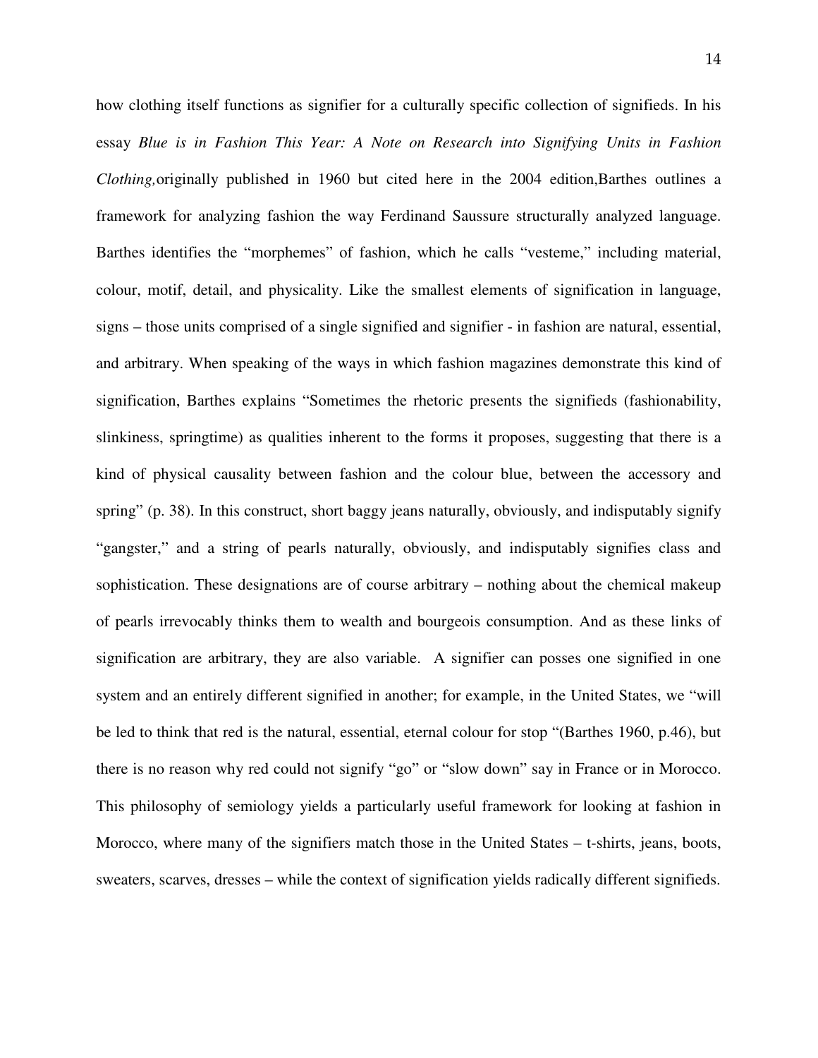how clothing itself functions as signifier for a culturally specific collection of signifieds. In his essay *Blue is in Fashion This Year: A Note on Research into Signifying Units in Fashion Clothing,*originally published in 1960 but cited here in the 2004 edition,Barthes outlines a framework for analyzing fashion the way Ferdinand Saussure structurally analyzed language. Barthes identifies the "morphemes" of fashion, which he calls "vesteme," including material, colour, motif, detail, and physicality. Like the smallest elements of signification in language, signs – those units comprised of a single signified and signifier - in fashion are natural, essential, and arbitrary. When speaking of the ways in which fashion magazines demonstrate this kind of signification, Barthes explains "Sometimes the rhetoric presents the signifieds (fashionability, slinkiness, springtime) as qualities inherent to the forms it proposes, suggesting that there is a kind of physical causality between fashion and the colour blue, between the accessory and spring" (p. 38). In this construct, short baggy jeans naturally, obviously, and indisputably signify "gangster," and a string of pearls naturally, obviously, and indisputably signifies class and sophistication. These designations are of course arbitrary – nothing about the chemical makeup of pearls irrevocably thinks them to wealth and bourgeois consumption. And as these links of signification are arbitrary, they are also variable. A signifier can posses one signified in one system and an entirely different signified in another; for example, in the United States, we "will be led to think that red is the natural, essential, eternal colour for stop "(Barthes 1960, p.46), but there is no reason why red could not signify "go" or "slow down" say in France or in Morocco. This philosophy of semiology yields a particularly useful framework for looking at fashion in Morocco, where many of the signifiers match those in the United States – t-shirts, jeans, boots, sweaters, scarves, dresses – while the context of signification yields radically different signifieds.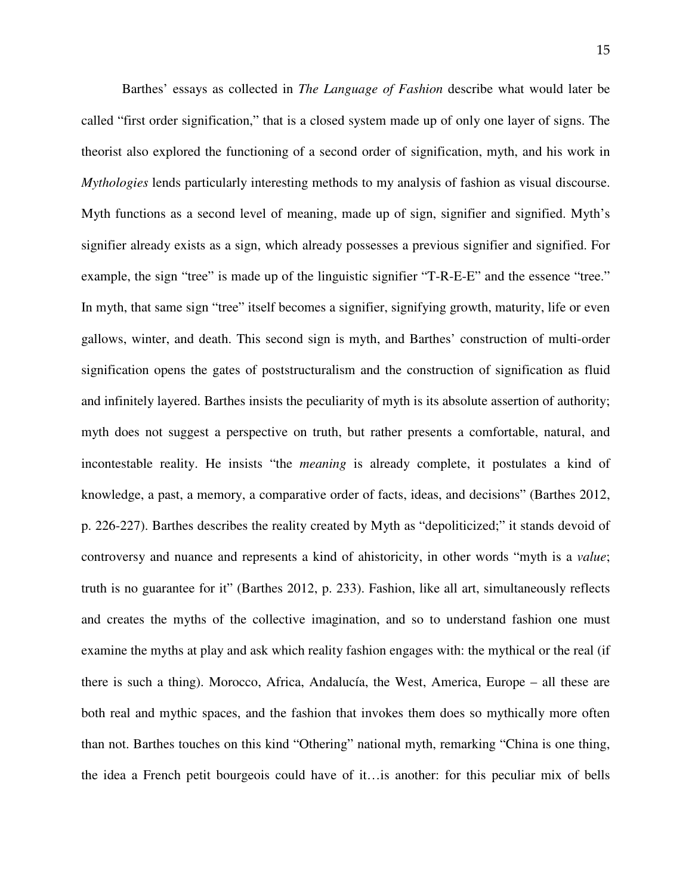Barthes' essays as collected in *The Language of Fashion* describe what would later be called "first order signification," that is a closed system made up of only one layer of signs. The theorist also explored the functioning of a second order of signification, myth, and his work in *Mythologies* lends particularly interesting methods to my analysis of fashion as visual discourse. Myth functions as a second level of meaning, made up of sign, signifier and signified. Myth's signifier already exists as a sign, which already possesses a previous signifier and signified. For example, the sign "tree" is made up of the linguistic signifier "T-R-E-E" and the essence "tree." In myth, that same sign "tree" itself becomes a signifier, signifying growth, maturity, life or even gallows, winter, and death. This second sign is myth, and Barthes' construction of multi-order signification opens the gates of poststructuralism and the construction of signification as fluid and infinitely layered. Barthes insists the peculiarity of myth is its absolute assertion of authority; myth does not suggest a perspective on truth, but rather presents a comfortable, natural, and incontestable reality. He insists "the *meaning* is already complete, it postulates a kind of knowledge, a past, a memory, a comparative order of facts, ideas, and decisions" (Barthes 2012, p. 226-227). Barthes describes the reality created by Myth as "depoliticized;" it stands devoid of controversy and nuance and represents a kind of ahistoricity, in other words "myth is a *value*; truth is no guarantee for it" (Barthes 2012, p. 233). Fashion, like all art, simultaneously reflects and creates the myths of the collective imagination, and so to understand fashion one must examine the myths at play and ask which reality fashion engages with: the mythical or the real (if there is such a thing). Morocco, Africa, Andalucía, the West, America, Europe – all these are both real and mythic spaces, and the fashion that invokes them does so mythically more often than not. Barthes touches on this kind "Othering" national myth, remarking "China is one thing, the idea a French petit bourgeois could have of it…is another: for this peculiar mix of bells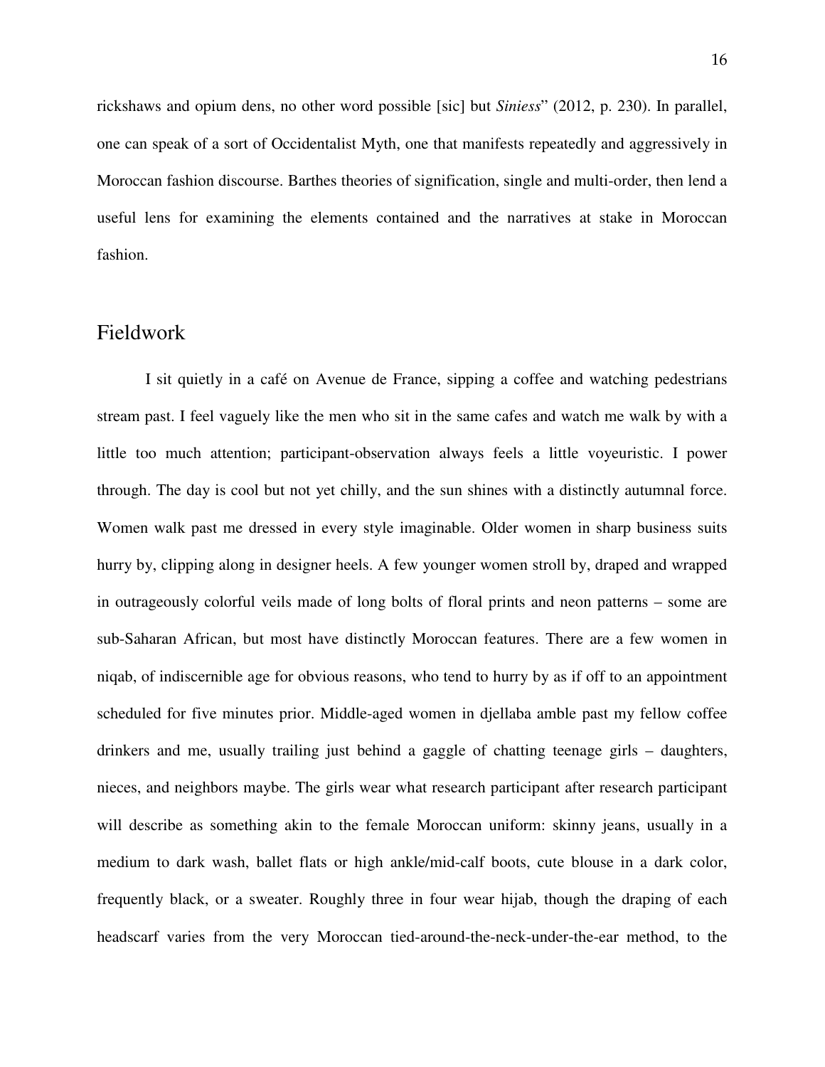rickshaws and opium dens, no other word possible [sic] but *Siniess*" (2012, p. 230). In parallel, one can speak of a sort of Occidentalist Myth, one that manifests repeatedly and aggressively in Moroccan fashion discourse. Barthes theories of signification, single and multi-order, then lend a useful lens for examining the elements contained and the narratives at stake in Moroccan fashion.

## Fieldwork

I sit quietly in a café on Avenue de France, sipping a coffee and watching pedestrians stream past. I feel vaguely like the men who sit in the same cafes and watch me walk by with a little too much attention; participant-observation always feels a little voyeuristic. I power through. The day is cool but not yet chilly, and the sun shines with a distinctly autumnal force. Women walk past me dressed in every style imaginable. Older women in sharp business suits hurry by, clipping along in designer heels. A few younger women stroll by, draped and wrapped in outrageously colorful veils made of long bolts of floral prints and neon patterns – some are sub-Saharan African, but most have distinctly Moroccan features. There are a few women in niqab, of indiscernible age for obvious reasons, who tend to hurry by as if off to an appointment scheduled for five minutes prior. Middle-aged women in djellaba amble past my fellow coffee drinkers and me, usually trailing just behind a gaggle of chatting teenage girls – daughters, nieces, and neighbors maybe. The girls wear what research participant after research participant will describe as something akin to the female Moroccan uniform: skinny jeans, usually in a medium to dark wash, ballet flats or high ankle/mid-calf boots, cute blouse in a dark color, frequently black, or a sweater. Roughly three in four wear hijab, though the draping of each headscarf varies from the very Moroccan tied-around-the-neck-under-the-ear method, to the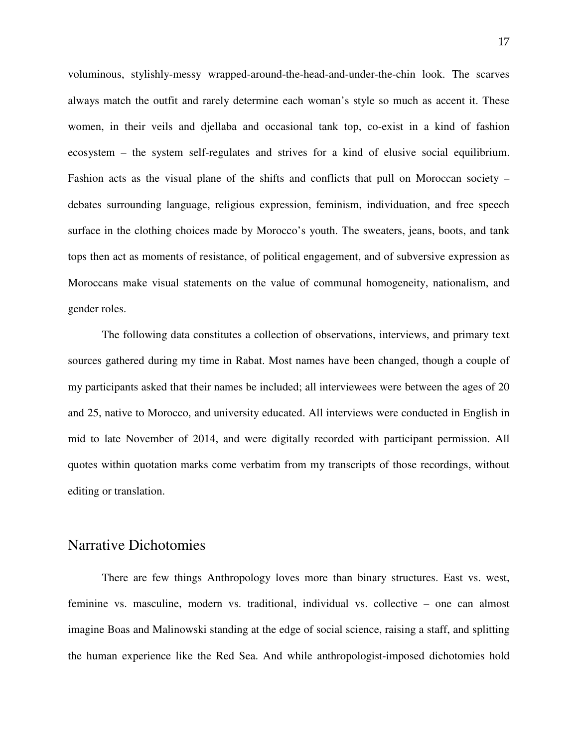voluminous, stylishly-messy wrapped-around-the-head-and-under-the-chin look. The scarves always match the outfit and rarely determine each woman's style so much as accent it. These women, in their veils and djellaba and occasional tank top, co-exist in a kind of fashion ecosystem – the system self-regulates and strives for a kind of elusive social equilibrium. Fashion acts as the visual plane of the shifts and conflicts that pull on Moroccan society – debates surrounding language, religious expression, feminism, individuation, and free speech surface in the clothing choices made by Morocco's youth. The sweaters, jeans, boots, and tank tops then act as moments of resistance, of political engagement, and of subversive expression as Moroccans make visual statements on the value of communal homogeneity, nationalism, and gender roles.

The following data constitutes a collection of observations, interviews, and primary text sources gathered during my time in Rabat. Most names have been changed, though a couple of my participants asked that their names be included; all interviewees were between the ages of 20 and 25, native to Morocco, and university educated. All interviews were conducted in English in mid to late November of 2014, and were digitally recorded with participant permission. All quotes within quotation marks come verbatim from my transcripts of those recordings, without editing or translation.

## Narrative Dichotomies

There are few things Anthropology loves more than binary structures. East vs. west, feminine vs. masculine, modern vs. traditional, individual vs. collective – one can almost imagine Boas and Malinowski standing at the edge of social science, raising a staff, and splitting the human experience like the Red Sea. And while anthropologist-imposed dichotomies hold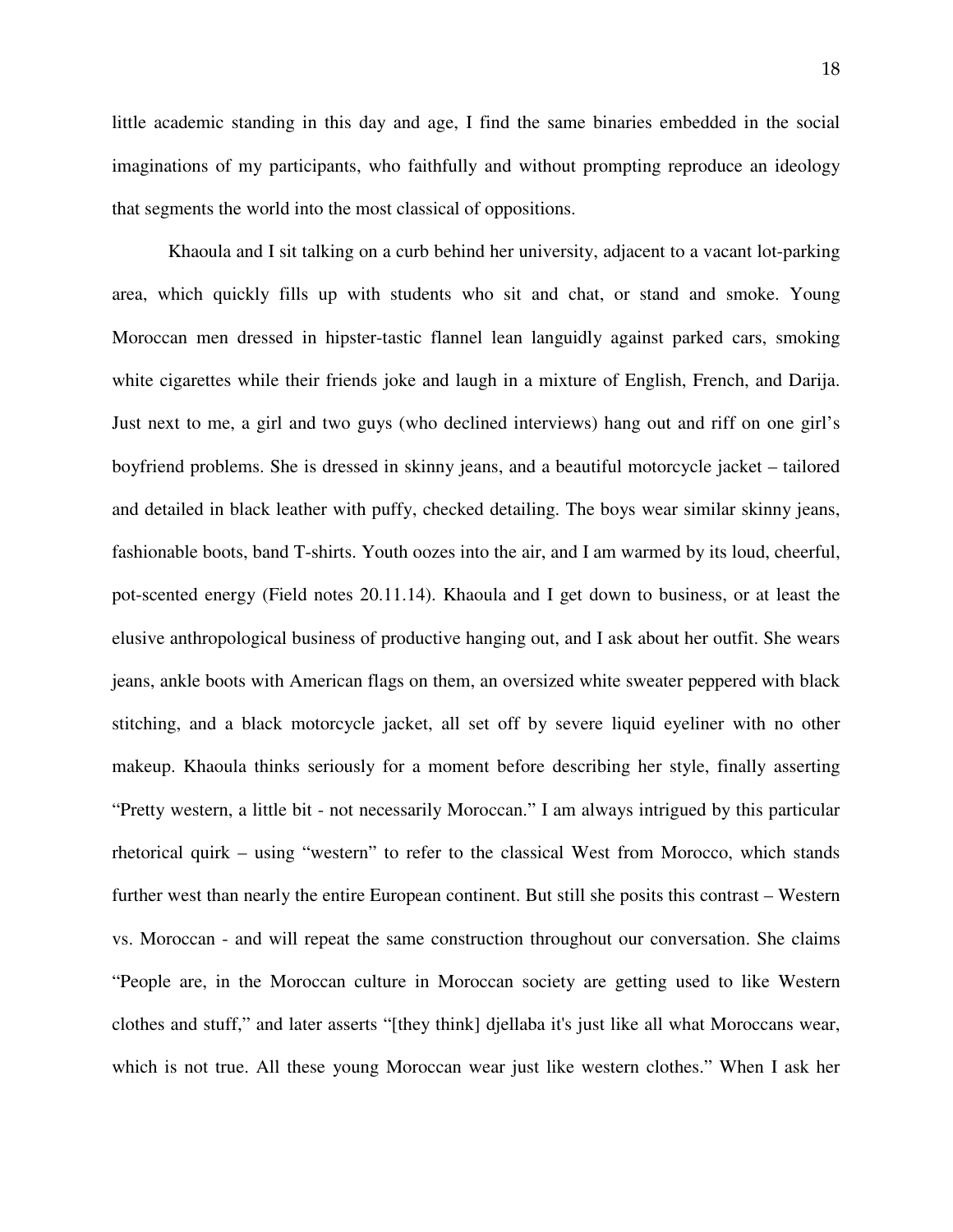little academic standing in this day and age, I find the same binaries embedded in the social imaginations of my participants, who faithfully and without prompting reproduce an ideology that segments the world into the most classical of oppositions.

Khaoula and I sit talking on a curb behind her university, adjacent to a vacant lot-parking area, which quickly fills up with students who sit and chat, or stand and smoke. Young Moroccan men dressed in hipster-tastic flannel lean languidly against parked cars, smoking white cigarettes while their friends joke and laugh in a mixture of English, French, and Darija. Just next to me, a girl and two guys (who declined interviews) hang out and riff on one girl's boyfriend problems. She is dressed in skinny jeans, and a beautiful motorcycle jacket – tailored and detailed in black leather with puffy, checked detailing. The boys wear similar skinny jeans, fashionable boots, band T-shirts. Youth oozes into the air, and I am warmed by its loud, cheerful, pot-scented energy (Field notes 20.11.14). Khaoula and I get down to business, or at least the elusive anthropological business of productive hanging out, and I ask about her outfit. She wears jeans, ankle boots with American flags on them, an oversized white sweater peppered with black stitching, and a black motorcycle jacket, all set off by severe liquid eyeliner with no other makeup. Khaoula thinks seriously for a moment before describing her style, finally asserting "Pretty western, a little bit - not necessarily Moroccan." I am always intrigued by this particular rhetorical quirk – using "western" to refer to the classical West from Morocco, which stands further west than nearly the entire European continent. But still she posits this contrast – Western vs. Moroccan - and will repeat the same construction throughout our conversation. She claims "People are, in the Moroccan culture in Moroccan society are getting used to like Western clothes and stuff," and later asserts "[they think] djellaba it's just like all what Moroccans wear, which is not true. All these young Moroccan wear just like western clothes." When I ask her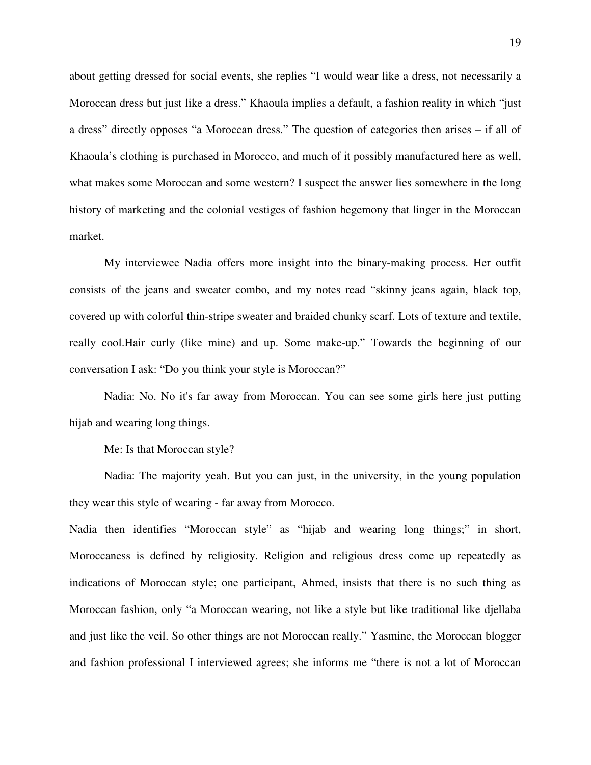about getting dressed for social events, she replies "I would wear like a dress, not necessarily a Moroccan dress but just like a dress." Khaoula implies a default, a fashion reality in which "just a dress" directly opposes "a Moroccan dress." The question of categories then arises – if all of Khaoula's clothing is purchased in Morocco, and much of it possibly manufactured here as well, what makes some Moroccan and some western? I suspect the answer lies somewhere in the long history of marketing and the colonial vestiges of fashion hegemony that linger in the Moroccan market.

My interviewee Nadia offers more insight into the binary-making process. Her outfit consists of the jeans and sweater combo, and my notes read "skinny jeans again, black top, covered up with colorful thin-stripe sweater and braided chunky scarf. Lots of texture and textile, really cool.Hair curly (like mine) and up. Some make-up." Towards the beginning of our conversation I ask: "Do you think your style is Moroccan?"

Nadia: No. No it's far away from Moroccan. You can see some girls here just putting hijab and wearing long things.

Me: Is that Moroccan style?

Nadia: The majority yeah. But you can just, in the university, in the young population they wear this style of wearing - far away from Morocco.

Nadia then identifies "Moroccan style" as "hijab and wearing long things;" in short, Moroccaness is defined by religiosity. Religion and religious dress come up repeatedly as indications of Moroccan style; one participant, Ahmed, insists that there is no such thing as Moroccan fashion, only "a Moroccan wearing, not like a style but like traditional like djellaba and just like the veil. So other things are not Moroccan really." Yasmine, the Moroccan blogger and fashion professional I interviewed agrees; she informs me "there is not a lot of Moroccan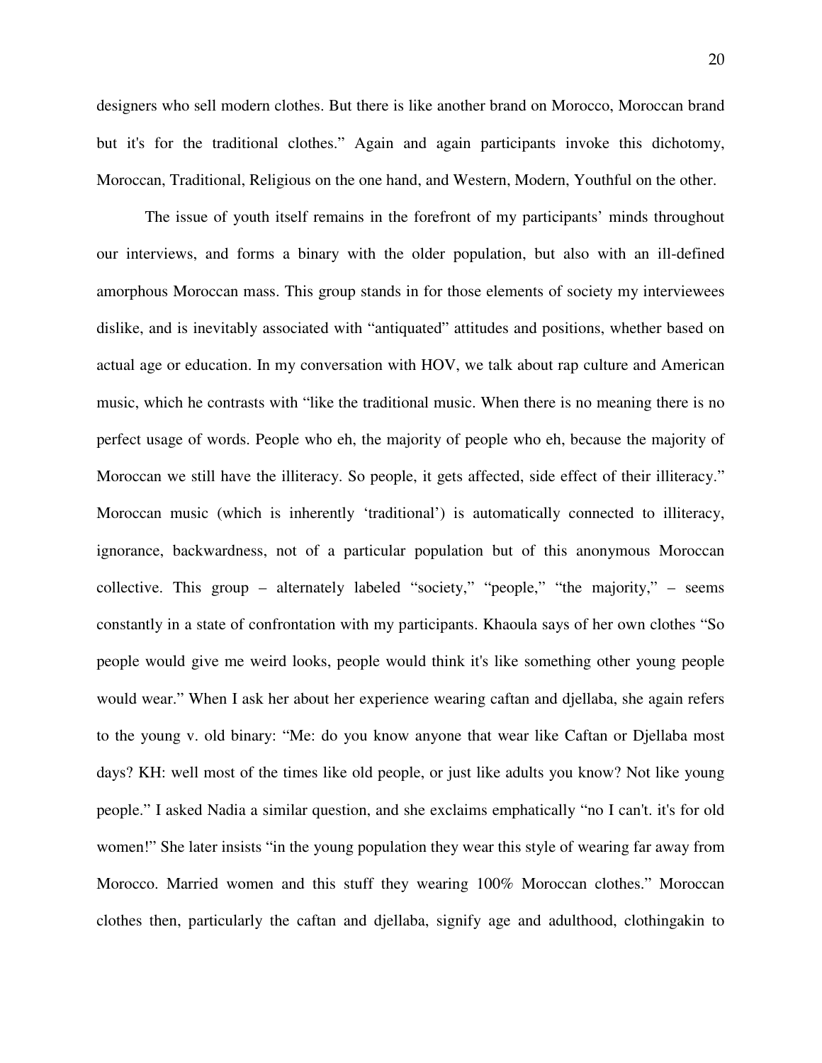designers who sell modern clothes. But there is like another brand on Morocco, Moroccan brand but it's for the traditional clothes." Again and again participants invoke this dichotomy, Moroccan, Traditional, Religious on the one hand, and Western, Modern, Youthful on the other.

The issue of youth itself remains in the forefront of my participants' minds throughout our interviews, and forms a binary with the older population, but also with an ill-defined amorphous Moroccan mass. This group stands in for those elements of society my interviewees dislike, and is inevitably associated with "antiquated" attitudes and positions, whether based on actual age or education. In my conversation with HOV, we talk about rap culture and American music, which he contrasts with "like the traditional music. When there is no meaning there is no perfect usage of words. People who eh, the majority of people who eh, because the majority of Moroccan we still have the illiteracy. So people, it gets affected, side effect of their illiteracy." Moroccan music (which is inherently 'traditional') is automatically connected to illiteracy, ignorance, backwardness, not of a particular population but of this anonymous Moroccan collective. This group – alternately labeled "society," "people," "the majority," – seems constantly in a state of confrontation with my participants. Khaoula says of her own clothes "So people would give me weird looks, people would think it's like something other young people would wear." When I ask her about her experience wearing caftan and djellaba, she again refers to the young v. old binary: "Me: do you know anyone that wear like Caftan or Djellaba most days? KH: well most of the times like old people, or just like adults you know? Not like young people." I asked Nadia a similar question, and she exclaims emphatically "no I can't. it's for old women!" She later insists "in the young population they wear this style of wearing far away from Morocco. Married women and this stuff they wearing 100% Moroccan clothes." Moroccan clothes then, particularly the caftan and djellaba, signify age and adulthood, clothingakin to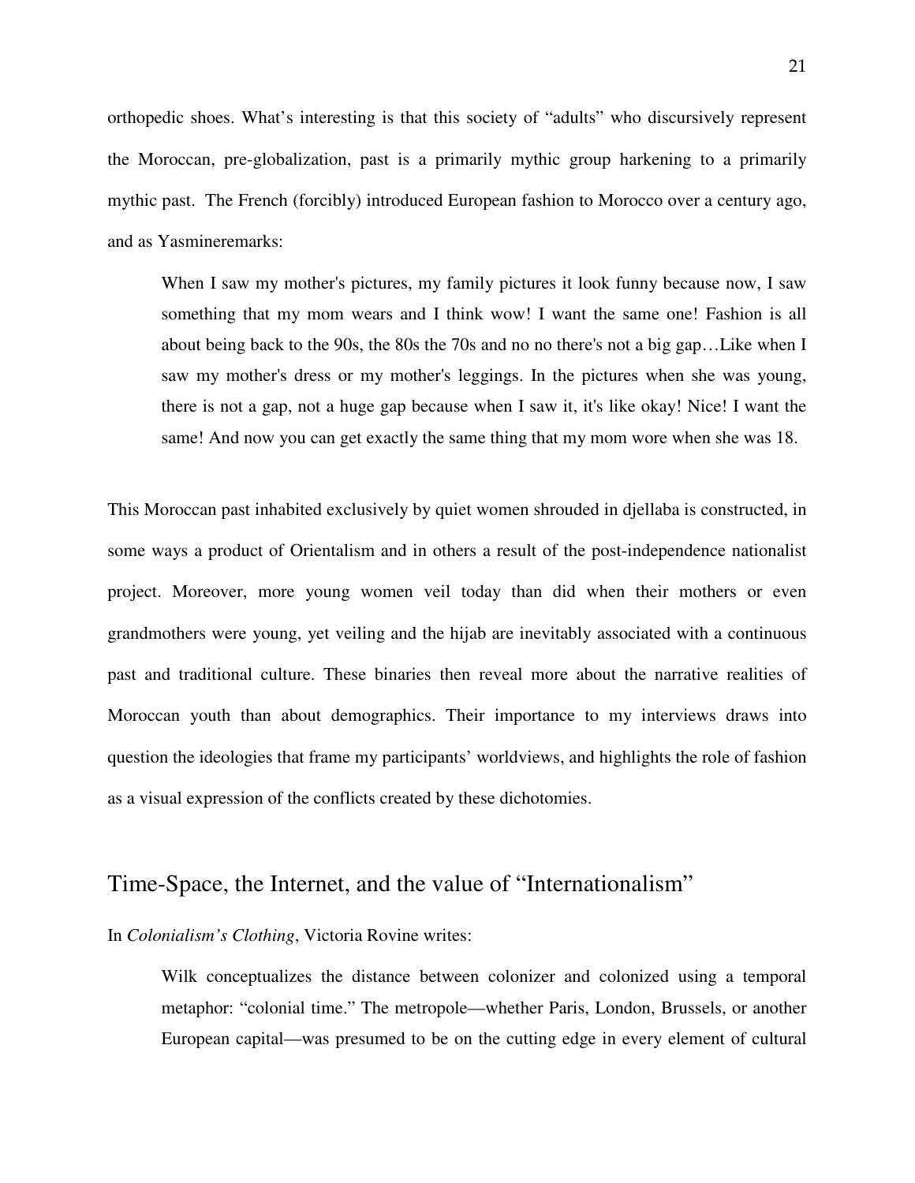orthopedic shoes. What's interesting is that this society of "adults" who discursively represent the Moroccan, pre-globalization, past is a primarily mythic group harkening to a primarily mythic past. The French (forcibly) introduced European fashion to Morocco over a century ago, and as Yasmineremarks:

> When I saw my mother's pictures, my family pictures it look funny because now, I saw something that my mom wears and I think wow! I want the same one! Fashion is all about being back to the 90s, the 80s the 70s and no no there's not a big gap…Like when I saw my mother's dress or my mother's leggings. In the pictures when she was young, there is not a gap, not a huge gap because when I saw it, it's like okay! Nice! I want the same! And now you can get exactly the same thing that my mom wore when she was 18.

This Moroccan past inhabited exclusively by quiet women shrouded in djellaba is constructed, in some ways a product of Orientalism and in others a result of the post-independence nationalist project. Moreover, more young women veil today than did when their mothers or even grandmothers were young, yet veiling and the hijab are inevitably associated with a continuous past and traditional culture. These binaries then reveal more about the narrative realities of Moroccan youth than about demographics. Their importance to my interviews draws into question the ideologies that frame my participants' worldviews, and highlights the role of fashion as a visual expression of the conflicts created by these dichotomies.

## Time-Space, the Internet, and the value of "Internationalism"

In *Colonialism's Clothing*, Victoria Rovine writes:

> Wilk conceptualizes the distance between colonizer and colonized using a temporal metaphor: "colonial time." The metropole—whether Paris, London, Brussels, or another European capital—was presumed to be on the cutting edge in every element of cultural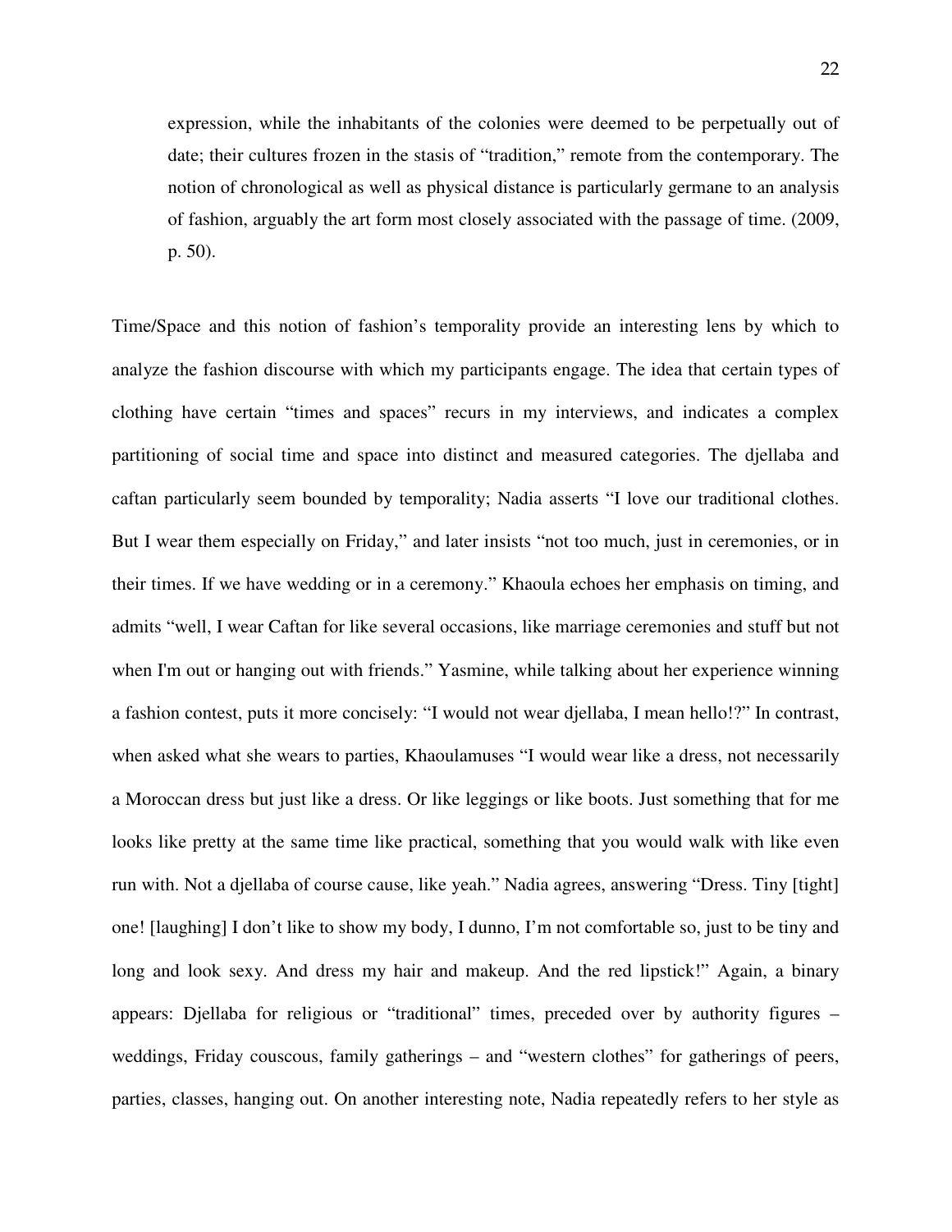> expression, while the inhabitants of the colonies were deemed to be perpetually out of date; their cultures frozen in the stasis of "tradition," remote from the contemporary. The notion of chronological as well as physical distance is particularly germane to an analysis of fashion, arguably the art form most closely associated with the passage of time. (2009, p. 50).

Time/Space and this notion of fashion's temporality provide an interesting lens by which to analyze the fashion discourse with which my participants engage. The idea that certain types of clothing have certain "times and spaces" recurs in my interviews, and indicates a complex partitioning of social time and space into distinct and measured categories. The djellaba and caftan particularly seem bounded by temporality; Nadia asserts "I love our traditional clothes. But I wear them especially on Friday," and later insists "not too much, just in ceremonies, or in their times. If we have wedding or in a ceremony." Khaoula echoes her emphasis on timing, and admits "well, I wear Caftan for like several occasions, like marriage ceremonies and stuff but not when I'm out or hanging out with friends." Yasmine, while talking about her experience winning a fashion contest, puts it more concisely: "I would not wear djellaba, I mean hello!?" In contrast, when asked what she wears to parties, Khaoulamuses "I would wear like a dress, not necessarily a Moroccan dress but just like a dress. Or like leggings or like boots. Just something that for me looks like pretty at the same time like practical, something that you would walk with like even run with. Not a djellaba of course cause, like yeah." Nadia agrees, answering "Dress. Tiny [tight] one! [laughing] I don't like to show my body, I dunno, I'm not comfortable so, just to be tiny and long and look sexy. And dress my hair and makeup. And the red lipstick!" Again, a binary appears: Djellaba for religious or "traditional" times, preceded over by authority figures – weddings, Friday couscous, family gatherings – and "western clothes" for gatherings of peers, parties, classes, hanging out. On another interesting note, Nadia repeatedly refers to her style as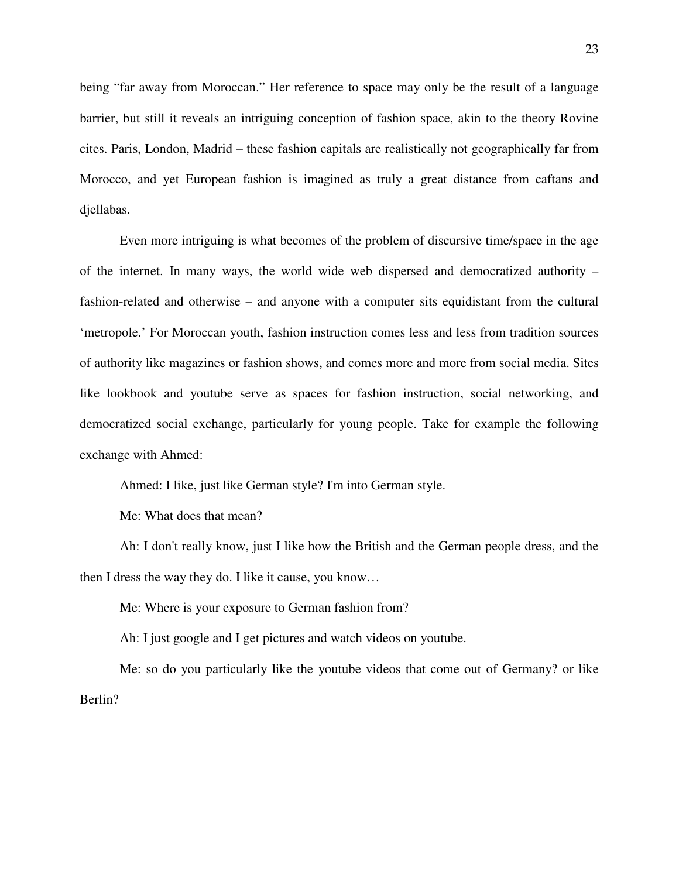being "far away from Moroccan." Her reference to space may only be the result of a language barrier, but still it reveals an intriguing conception of fashion space, akin to the theory Rovine cites. Paris, London, Madrid – these fashion capitals are realistically not geographically far from Morocco, and yet European fashion is imagined as truly a great distance from caftans and djellabas.

Even more intriguing is what becomes of the problem of discursive time/space in the age of the internet. In many ways, the world wide web dispersed and democratized authority – fashion-related and otherwise – and anyone with a computer sits equidistant from the cultural 'metropole.' For Moroccan youth, fashion instruction comes less and less from tradition sources of authority like magazines or fashion shows, and comes more and more from social media. Sites like lookbook and youtube serve as spaces for fashion instruction, social networking, and democratized social exchange, particularly for young people. Take for example the following exchange with Ahmed:

Ahmed: I like, just like German style? I'm into German style.

Me: What does that mean?

Ah: I don't really know, just I like how the British and the German people dress, and the then I dress the way they do. I like it cause, you know…

Me: Where is your exposure to German fashion from?

Ah: I just google and I get pictures and watch videos on youtube.

Me: so do you particularly like the youtube videos that come out of Germany? or like Berlin?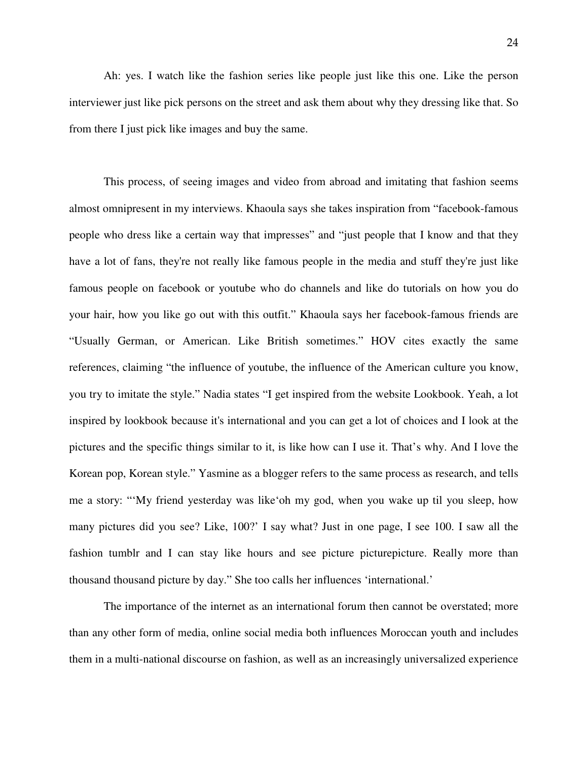Ah: yes. I watch like the fashion series like people just like this one. Like the person interviewer just like pick persons on the street and ask them about why they dressing like that. So from there I just pick like images and buy the same.

This process, of seeing images and video from abroad and imitating that fashion seems almost omnipresent in my interviews. Khaoula says she takes inspiration from “facebook-famous people who dress like a certain way that impresses” and “just people that I know and that they have a lot of fans, they're not really like famous people in the media and stuff they're just like famous people on facebook or youtube who do channels and like do tutorials on how you do your hair, how you like go out with this outfit.” Khaoula says her facebook-famous friends are “Usually German, or American. Like British sometimes.” HOV cites exactly the same references, claiming “the influence of youtube, the influence of the American culture you know, you try to imitate the style.” Nadia states “I get inspired from the website Lookbook. Yeah, a lot inspired by lookbook because it's international and you can get a lot of choices and I look at the pictures and the specific things similar to it, is like how can I use it. That’s why. And I love the Korean pop, Korean style.” Yasmine as a blogger refers to the same process as research, and tells me a story: “‘My friend yesterday was like‘oh my god, when you wake up til you sleep, how many pictures did you see? Like, 100?’ I say what? Just in one page, I see 100. I saw all the fashion tumblr and I can stay like hours and see picture picturepicture. Really more than thousand thousand picture by day.” She too calls her influences ‘international.’

The importance of the internet as an international forum then cannot be overstated; more than any other form of media, online social media both influences Moroccan youth and includes them in a multi-national discourse on fashion, as well as an increasingly universalized experience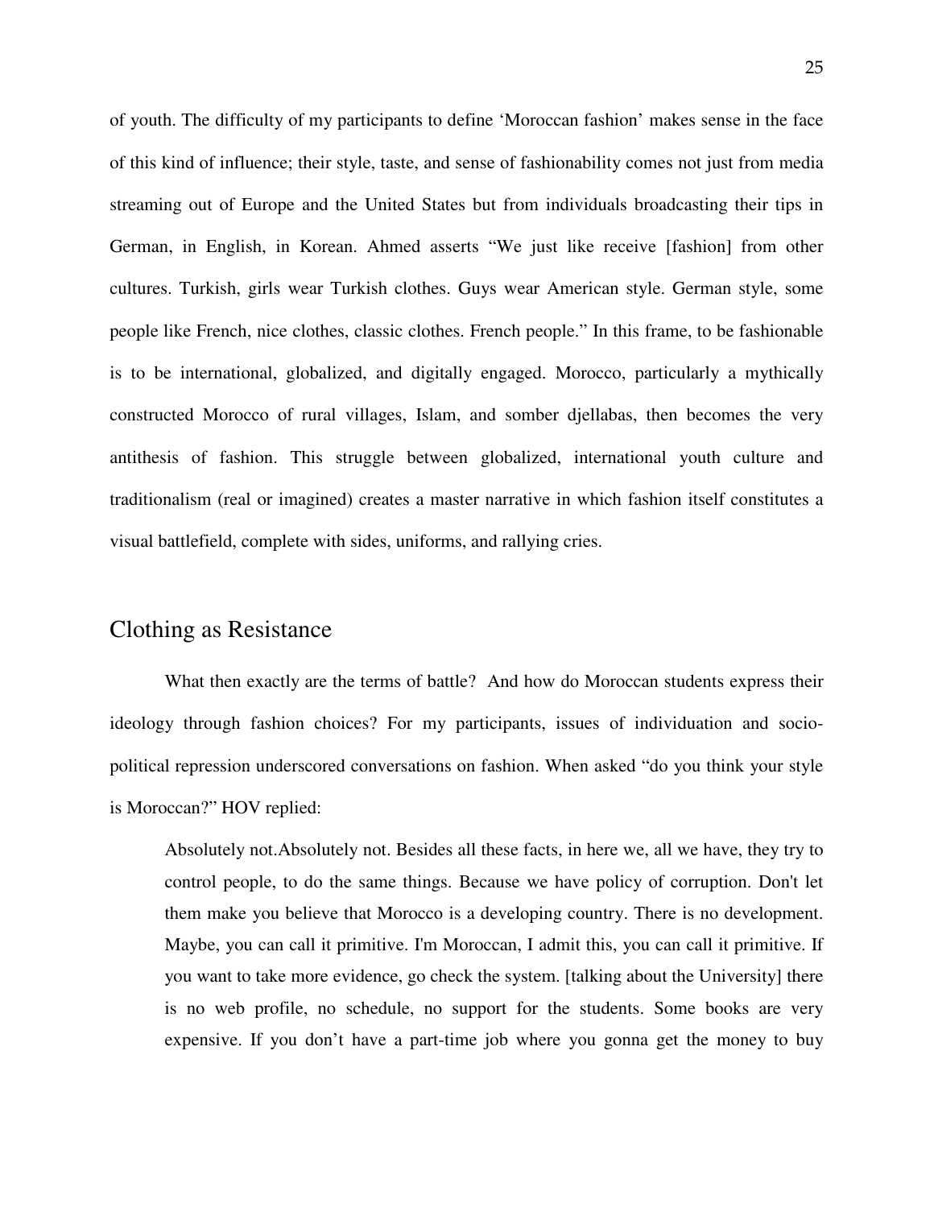of youth. The difficulty of my participants to define 'Moroccan fashion' makes sense in the face of this kind of influence; their style, taste, and sense of fashionability comes not just from media streaming out of Europe and the United States but from individuals broadcasting their tips in German, in English, in Korean. Ahmed asserts "We just like receive [fashion] from other cultures. Turkish, girls wear Turkish clothes. Guys wear American style. German style, some people like French, nice clothes, classic clothes. French people." In this frame, to be fashionable is to be international, globalized, and digitally engaged. Morocco, particularly a mythically constructed Morocco of rural villages, Islam, and somber djellabas, then becomes the very antithesis of fashion. This struggle between globalized, international youth culture and traditionalism (real or imagined) creates a master narrative in which fashion itself constitutes a visual battlefield, complete with sides, uniforms, and rallying cries.

## Clothing as Resistance

What then exactly are the terms of battle? And how do Moroccan students express their ideology through fashion choices? For my participants, issues of individuation and socio-political repression underscored conversations on fashion. When asked "do you think your style is Moroccan?" HOV replied:

> Absolutely not.Absolutely not. Besides all these facts, in here we, all we have, they try to control people, to do the same things. Because we have policy of corruption. Don't let them make you believe that Morocco is a developing country. There is no development. Maybe, you can call it primitive. I'm Moroccan, I admit this, you can call it primitive. If you want to take more evidence, go check the system. [talking about the University] there is no web profile, no schedule, no support for the students. Some books are very expensive. If you don't have a part-time job where you gonna get the money to buy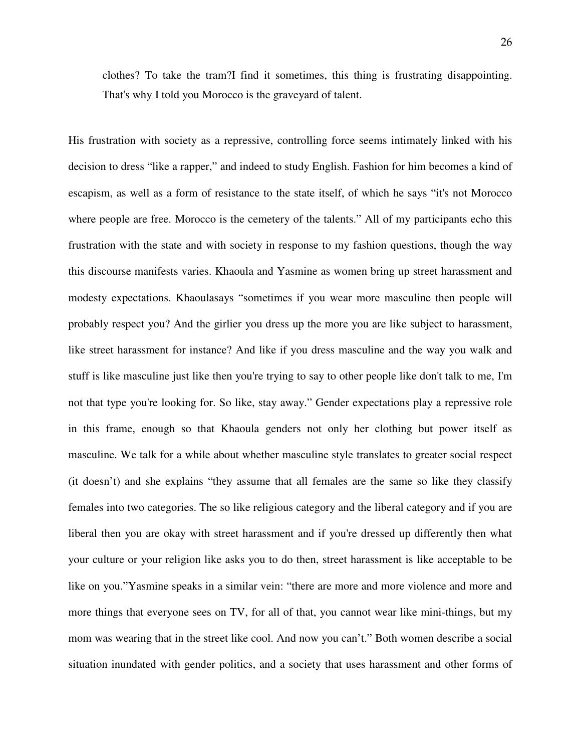> clothes? To take the tram?I find it sometimes, this thing is frustrating disappointing. That's why I told you Morocco is the graveyard of talent.

His frustration with society as a repressive, controlling force seems intimately linked with his decision to dress "like a rapper," and indeed to study English. Fashion for him becomes a kind of escapism, as well as a form of resistance to the state itself, of which he says "it's not Morocco where people are free. Morocco is the cemetery of the talents." All of my participants echo this frustration with the state and with society in response to my fashion questions, though the way this discourse manifests varies. Khaoula and Yasmine as women bring up street harassment and modesty expectations. Khaoulasays "sometimes if you wear more masculine then people will probably respect you? And the girlier you dress up the more you are like subject to harassment, like street harassment for instance? And like if you dress masculine and the way you walk and stuff is like masculine just like then you're trying to say to other people like don't talk to me, I'm not that type you're looking for. So like, stay away." Gender expectations play a repressive role in this frame, enough so that Khaoula genders not only her clothing but power itself as masculine. We talk for a while about whether masculine style translates to greater social respect (it doesn't) and she explains "they assume that all females are the same so like they classify females into two categories. The so like religious category and the liberal category and if you are liberal then you are okay with street harassment and if you're dressed up differently then what your culture or your religion like asks you to do then, street harassment is like acceptable to be like on you."Yasmine speaks in a similar vein: "there are more and more violence and more and more things that everyone sees on TV, for all of that, you cannot wear like mini-things, but my mom was wearing that in the street like cool. And now you can't." Both women describe a social situation inundated with gender politics, and a society that uses harassment and other forms of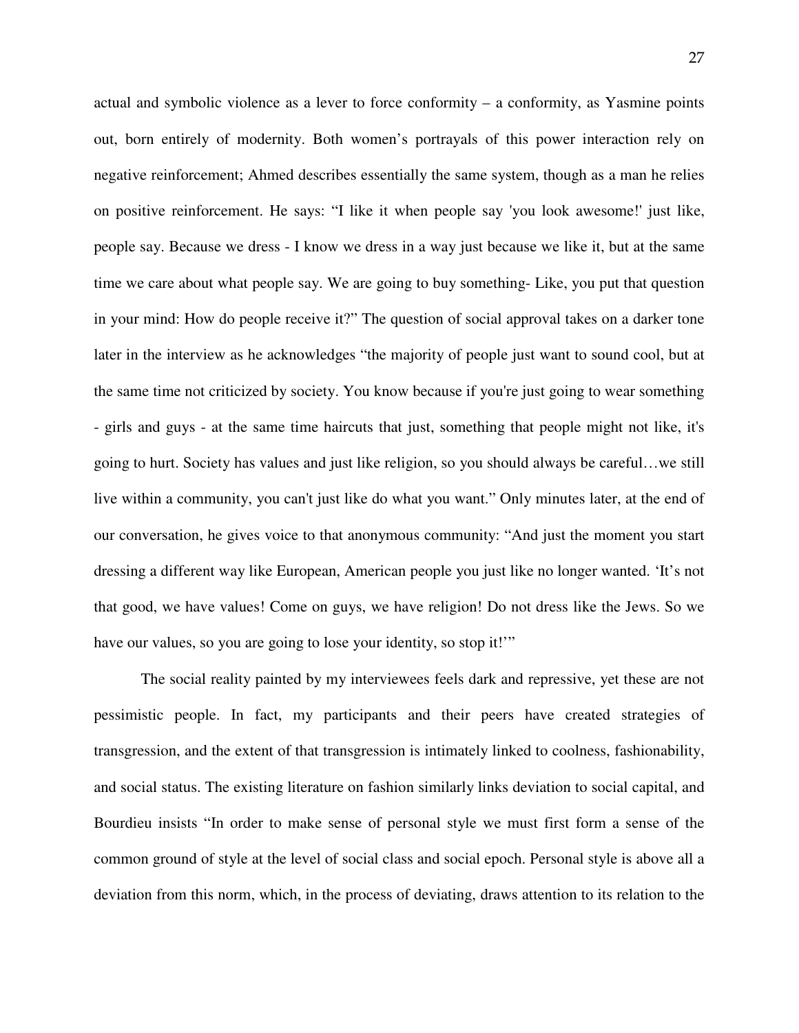actual and symbolic violence as a lever to force conformity – a conformity, as Yasmine points out, born entirely of modernity. Both women's portrayals of this power interaction rely on negative reinforcement; Ahmed describes essentially the same system, though as a man he relies on positive reinforcement. He says: "I like it when people say 'you look awesome!' just like, people say. Because we dress - I know we dress in a way just because we like it, but at the same time we care about what people say. We are going to buy something- Like, you put that question in your mind: How do people receive it?" The question of social approval takes on a darker tone later in the interview as he acknowledges "the majority of people just want to sound cool, but at the same time not criticized by society. You know because if you're just going to wear something - girls and guys - at the same time haircuts that just, something that people might not like, it's going to hurt. Society has values and just like religion, so you should always be careful…we still live within a community, you can't just like do what you want." Only minutes later, at the end of our conversation, he gives voice to that anonymous community: "And just the moment you start dressing a different way like European, American people you just like no longer wanted. 'It's not that good, we have values! Come on guys, we have religion! Do not dress like the Jews. So we have our values, so you are going to lose your identity, so stop it!'"

The social reality painted by my interviewees feels dark and repressive, yet these are not pessimistic people. In fact, my participants and their peers have created strategies of transgression, and the extent of that transgression is intimately linked to coolness, fashionability, and social status. The existing literature on fashion similarly links deviation to social capital, and Bourdieu insists "In order to make sense of personal style we must first form a sense of the common ground of style at the level of social class and social epoch. Personal style is above all a deviation from this norm, which, in the process of deviating, draws attention to its relation to the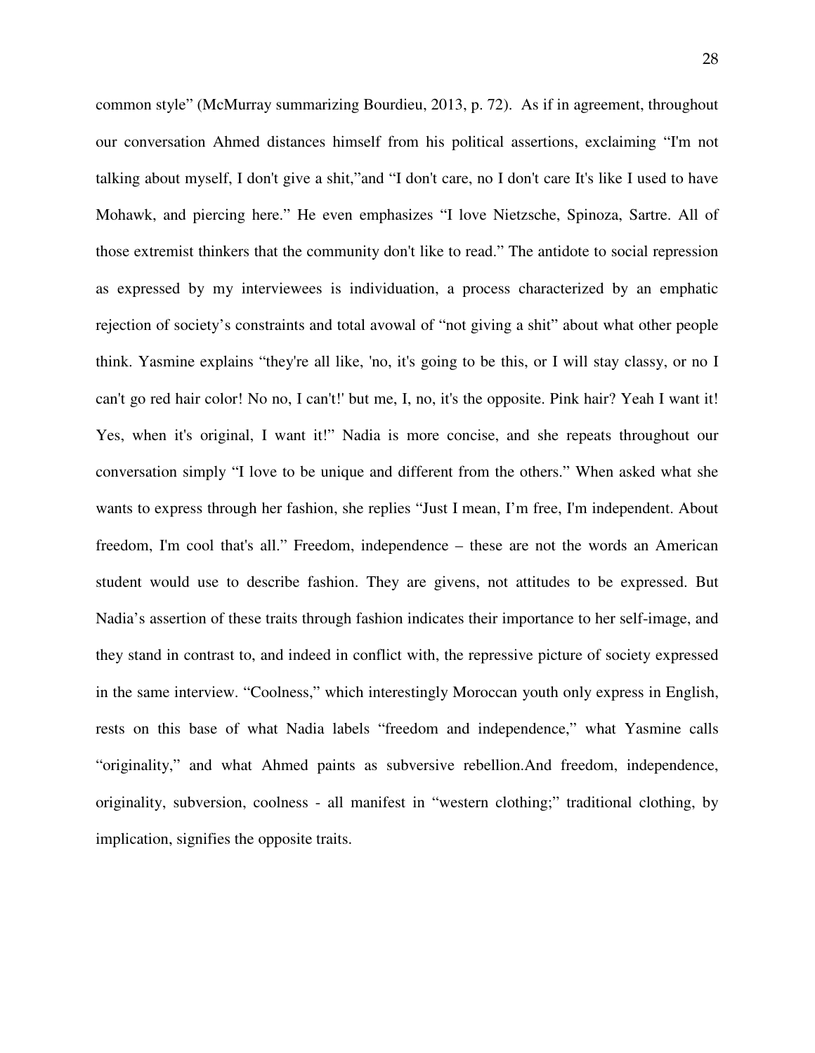common style" (McMurray summarizing Bourdieu, 2013, p. 72). As if in agreement, throughout our conversation Ahmed distances himself from his political assertions, exclaiming "I'm not talking about myself, I don't give a shit,"and "I don't care, no I don't care It's like I used to have Mohawk, and piercing here." He even emphasizes "I love Nietzsche, Spinoza, Sartre. All of those extremist thinkers that the community don't like to read." The antidote to social repression as expressed by my interviewees is individuation, a process characterized by an emphatic rejection of society's constraints and total avowal of "not giving a shit" about what other people think. Yasmine explains "they're all like, 'no, it's going to be this, or I will stay classy, or no I can't go red hair color! No no, I can't!' but me, I, no, it's the opposite. Pink hair? Yeah I want it! Yes, when it's original, I want it!" Nadia is more concise, and she repeats throughout our conversation simply "I love to be unique and different from the others." When asked what she wants to express through her fashion, she replies "Just I mean, I'm free, I'm independent. About freedom, I'm cool that's all." Freedom, independence – these are not the words an American student would use to describe fashion. They are givens, not attitudes to be expressed. But Nadia's assertion of these traits through fashion indicates their importance to her self-image, and they stand in contrast to, and indeed in conflict with, the repressive picture of society expressed in the same interview. "Coolness," which interestingly Moroccan youth only express in English, rests on this base of what Nadia labels "freedom and independence," what Yasmine calls "originality," and what Ahmed paints as subversive rebellion.And freedom, independence, originality, subversion, coolness - all manifest in "western clothing;" traditional clothing, by implication, signifies the opposite traits.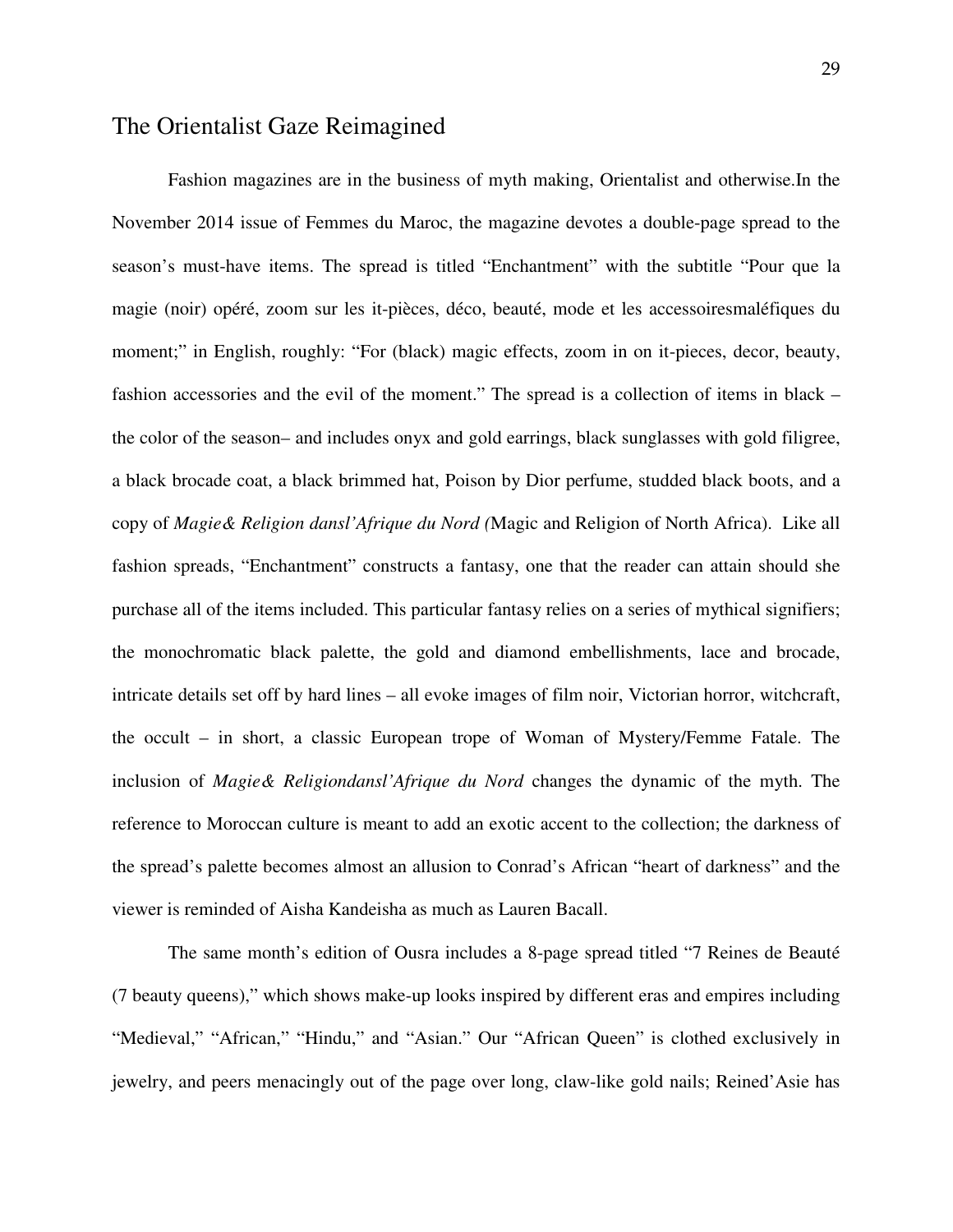## The Orientalist Gaze Reimagined

Fashion magazines are in the business of myth making, Orientalist and otherwise.In the November 2014 issue of Femmes du Maroc, the magazine devotes a double-page spread to the season's must-have items. The spread is titled "Enchantment" with the subtitle "Pour que la magie (noir) opéré, zoom sur les it-pièces, déco, beauté, mode et les accessoiresmaléfiques du moment;" in English, roughly: "For (black) magic effects, zoom in on it-pieces, decor, beauty, fashion accessories and the evil of the moment." The spread is a collection of items in black – the color of the season– and includes onyx and gold earrings, black sunglasses with gold filigree, a black brocade coat, a black brimmed hat, Poison by Dior perfume, studded black boots, and a copy of *Magie& Religion dansl'Afrique du Nord (*Magic and Religion of North Africa). Like all fashion spreads, "Enchantment" constructs a fantasy, one that the reader can attain should she purchase all of the items included. This particular fantasy relies on a series of mythical signifiers; the monochromatic black palette, the gold and diamond embellishments, lace and brocade, intricate details set off by hard lines – all evoke images of film noir, Victorian horror, witchcraft, the occult – in short, a classic European trope of Woman of Mystery/Femme Fatale. The inclusion of *Magie& Religiondansl'Afrique du Nord* changes the dynamic of the myth. The reference to Moroccan culture is meant to add an exotic accent to the collection; the darkness of the spread's palette becomes almost an allusion to Conrad's African "heart of darkness" and the viewer is reminded of Aisha Kandeisha as much as Lauren Bacall.

The same month's edition of Ousra includes a 8-page spread titled "7 Reines de Beauté (7 beauty queens)," which shows make-up looks inspired by different eras and empires including "Medieval," "African," "Hindu," and "Asian." Our "African Queen" is clothed exclusively in jewelry, and peers menacingly out of the page over long, claw-like gold nails; Reined'Asie has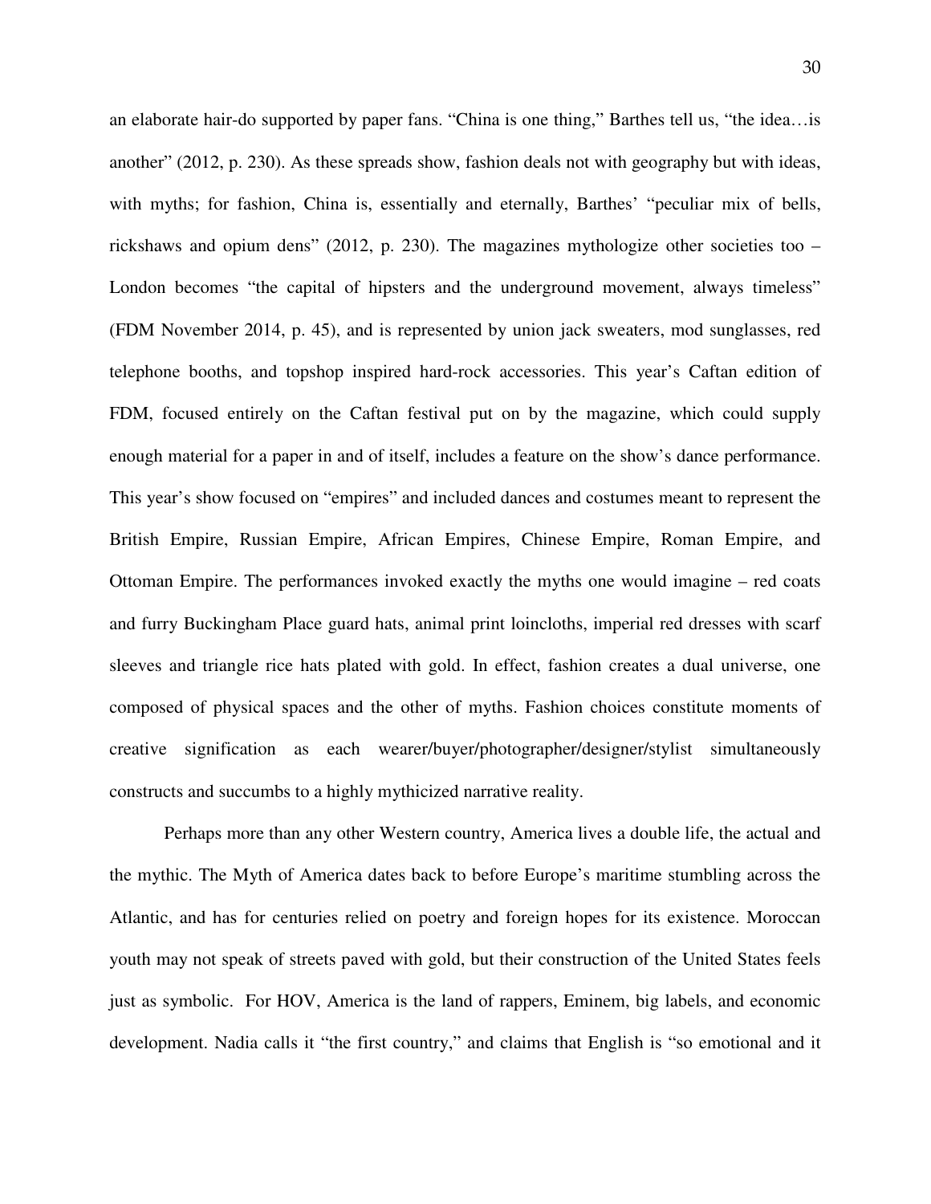an elaborate hair-do supported by paper fans. "China is one thing," Barthes tell us, "the idea…is another" (2012, p. 230). As these spreads show, fashion deals not with geography but with ideas, with myths; for fashion, China is, essentially and eternally, Barthes' "peculiar mix of bells, rickshaws and opium dens" (2012, p. 230). The magazines mythologize other societies too – London becomes "the capital of hipsters and the underground movement, always timeless" (FDM November 2014, p. 45), and is represented by union jack sweaters, mod sunglasses, red telephone booths, and topshop inspired hard-rock accessories. This year's Caftan edition of FDM, focused entirely on the Caftan festival put on by the magazine, which could supply enough material for a paper in and of itself, includes a feature on the show's dance performance. This year's show focused on "empires" and included dances and costumes meant to represent the British Empire, Russian Empire, African Empires, Chinese Empire, Roman Empire, and Ottoman Empire. The performances invoked exactly the myths one would imagine – red coats and furry Buckingham Place guard hats, animal print loincloths, imperial red dresses with scarf sleeves and triangle rice hats plated with gold. In effect, fashion creates a dual universe, one composed of physical spaces and the other of myths. Fashion choices constitute moments of creative signification as each wearer/buyer/photographer/designer/stylist simultaneously constructs and succumbs to a highly mythicized narrative reality.

Perhaps more than any other Western country, America lives a double life, the actual and the mythic. The Myth of America dates back to before Europe's maritime stumbling across the Atlantic, and has for centuries relied on poetry and foreign hopes for its existence. Moroccan youth may not speak of streets paved with gold, but their construction of the United States feels just as symbolic. For HOV, America is the land of rappers, Eminem, big labels, and economic development. Nadia calls it "the first country," and claims that English is "so emotional and it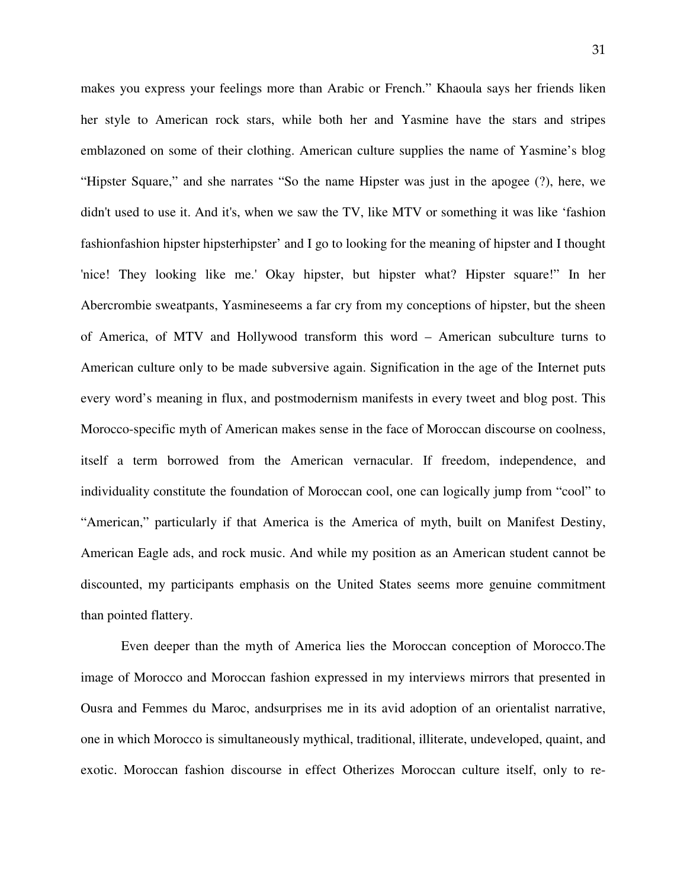makes you express your feelings more than Arabic or French." Khaoula says her friends liken her style to American rock stars, while both her and Yasmine have the stars and stripes emblazoned on some of their clothing. American culture supplies the name of Yasmine's blog "Hipster Square," and she narrates "So the name Hipster was just in the apogee (?), here, we didn't used to use it. And it's, when we saw the TV, like MTV or something it was like 'fashion fashionfashion hipster hipsterhipster' and I go to looking for the meaning of hipster and I thought 'nice! They looking like me.' Okay hipster, but hipster what? Hipster square!" In her Abercrombie sweatpants, Yasmineseems a far cry from my conceptions of hipster, but the sheen of America, of MTV and Hollywood transform this word – American subculture turns to American culture only to be made subversive again. Signification in the age of the Internet puts every word's meaning in flux, and postmodernism manifests in every tweet and blog post. This Morocco-specific myth of American makes sense in the face of Moroccan discourse on coolness, itself a term borrowed from the American vernacular. If freedom, independence, and individuality constitute the foundation of Moroccan cool, one can logically jump from "cool" to "American," particularly if that America is the America of myth, built on Manifest Destiny, American Eagle ads, and rock music. And while my position as an American student cannot be discounted, my participants emphasis on the United States seems more genuine commitment than pointed flattery.

Even deeper than the myth of America lies the Moroccan conception of Morocco.The image of Morocco and Moroccan fashion expressed in my interviews mirrors that presented in Ousra and Femmes du Maroc, andsurprises me in its avid adoption of an orientalist narrative, one in which Morocco is simultaneously mythical, traditional, illiterate, undeveloped, quaint, and exotic. Moroccan fashion discourse in effect Otherizes Moroccan culture itself, only to re-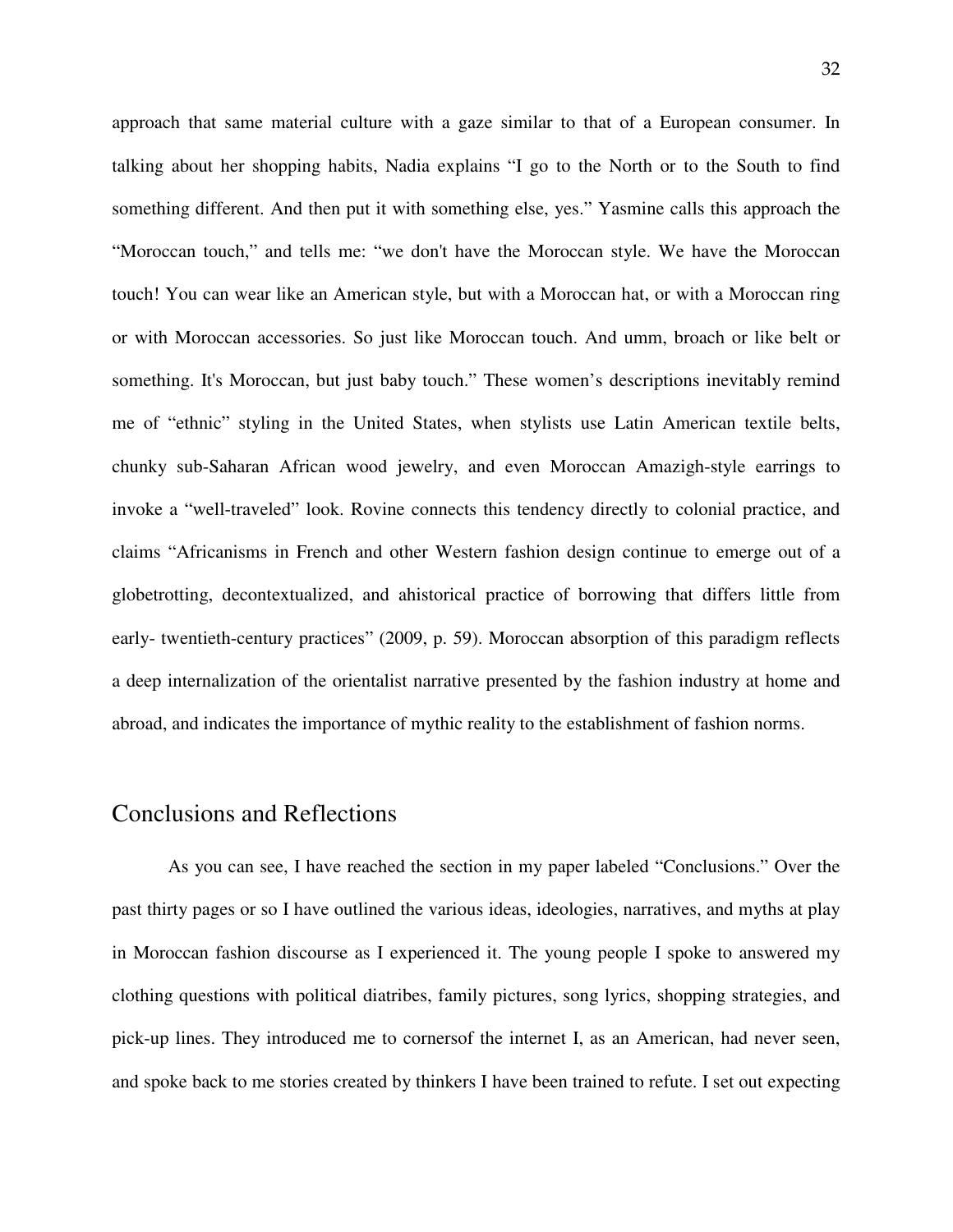approach that same material culture with a gaze similar to that of a European consumer. In talking about her shopping habits, Nadia explains "I go to the North or to the South to find something different. And then put it with something else, yes." Yasmine calls this approach the "Moroccan touch," and tells me: "we don't have the Moroccan style. We have the Moroccan touch! You can wear like an American style, but with a Moroccan hat, or with a Moroccan ring or with Moroccan accessories. So just like Moroccan touch. And umm, broach or like belt or something. It's Moroccan, but just baby touch." These women's descriptions inevitably remind me of "ethnic" styling in the United States, when stylists use Latin American textile belts, chunky sub-Saharan African wood jewelry, and even Moroccan Amazigh-style earrings to invoke a "well-traveled" look. Rovine connects this tendency directly to colonial practice, and claims "Africanisms in French and other Western fashion design continue to emerge out of a globetrotting, decontextualized, and ahistorical practice of borrowing that differs little from early- twentieth-century practices" (2009, p. 59). Moroccan absorption of this paradigm reflects a deep internalization of the orientalist narrative presented by the fashion industry at home and abroad, and indicates the importance of mythic reality to the establishment of fashion norms.

## Conclusions and Reflections

As you can see, I have reached the section in my paper labeled "Conclusions." Over the past thirty pages or so I have outlined the various ideas, ideologies, narratives, and myths at play in Moroccan fashion discourse as I experienced it. The young people I spoke to answered my clothing questions with political diatribes, family pictures, song lyrics, shopping strategies, and pick-up lines. They introduced me to cornersof the internet I, as an American, had never seen, and spoke back to me stories created by thinkers I have been trained to refute. I set out expecting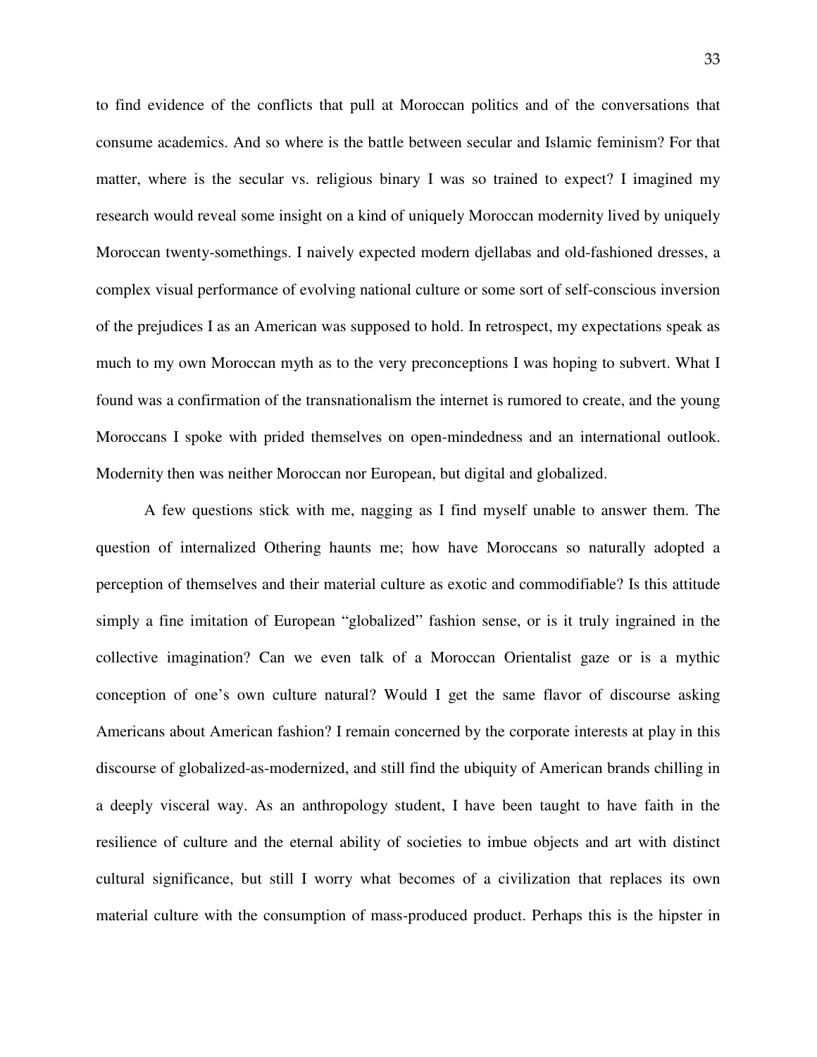to find evidence of the conflicts that pull at Moroccan politics and of the conversations that consume academics. And so where is the battle between secular and Islamic feminism? For that matter, where is the secular vs. religious binary I was so trained to expect? I imagined my research would reveal some insight on a kind of uniquely Moroccan modernity lived by uniquely Moroccan twenty-somethings. I naively expected modern djellabas and old-fashioned dresses, a complex visual performance of evolving national culture or some sort of self-conscious inversion of the prejudices I as an American was supposed to hold. In retrospect, my expectations speak as much to my own Moroccan myth as to the very preconceptions I was hoping to subvert. What I found was a confirmation of the transnationalism the internet is rumored to create, and the young Moroccans I spoke with prided themselves on open-mindedness and an international outlook. Modernity then was neither Moroccan nor European, but digital and globalized.

A few questions stick with me, nagging as I find myself unable to answer them. The question of internalized Othering haunts me; how have Moroccans so naturally adopted a perception of themselves and their material culture as exotic and commodifiable? Is this attitude simply a fine imitation of European "globalized" fashion sense, or is it truly ingrained in the collective imagination? Can we even talk of a Moroccan Orientalist gaze or is a mythic conception of one's own culture natural? Would I get the same flavor of discourse asking Americans about American fashion? I remain concerned by the corporate interests at play in this discourse of globalized-as-modernized, and still find the ubiquity of American brands chilling in a deeply visceral way. As an anthropology student, I have been taught to have faith in the resilience of culture and the eternal ability of societies to imbue objects and art with distinct cultural significance, but still I worry what becomes of a civilization that replaces its own material culture with the consumption of mass-produced product. Perhaps this is the hipster in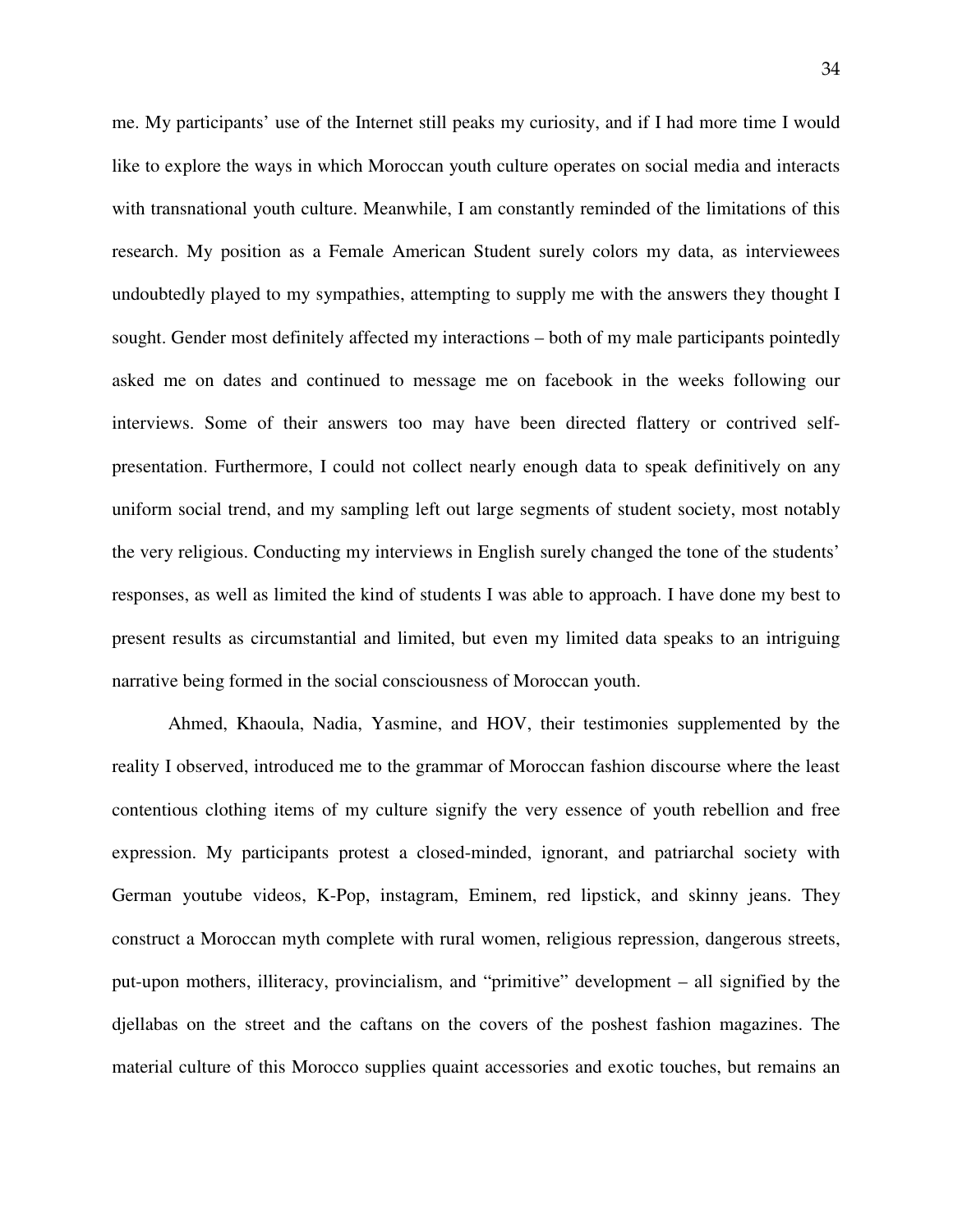me. My participants' use of the Internet still peaks my curiosity, and if I had more time I would like to explore the ways in which Moroccan youth culture operates on social media and interacts with transnational youth culture. Meanwhile, I am constantly reminded of the limitations of this research. My position as a Female American Student surely colors my data, as interviewees undoubtedly played to my sympathies, attempting to supply me with the answers they thought I sought. Gender most definitely affected my interactions – both of my male participants pointedly asked me on dates and continued to message me on facebook in the weeks following our interviews. Some of their answers too may have been directed flattery or contrived self-presentation. Furthermore, I could not collect nearly enough data to speak definitively on any uniform social trend, and my sampling left out large segments of student society, most notably the very religious. Conducting my interviews in English surely changed the tone of the students' responses, as well as limited the kind of students I was able to approach. I have done my best to present results as circumstantial and limited, but even my limited data speaks to an intriguing narrative being formed in the social consciousness of Moroccan youth.

Ahmed, Khaoula, Nadia, Yasmine, and HOV, their testimonies supplemented by the reality I observed, introduced me to the grammar of Moroccan fashion discourse where the least contentious clothing items of my culture signify the very essence of youth rebellion and free expression. My participants protest a closed-minded, ignorant, and patriarchal society with German youtube videos, K-Pop, instagram, Eminem, red lipstick, and skinny jeans. They construct a Moroccan myth complete with rural women, religious repression, dangerous streets, put-upon mothers, illiteracy, provincialism, and "primitive" development – all signified by the djellabas on the street and the caftans on the covers of the poshest fashion magazines. The material culture of this Morocco supplies quaint accessories and exotic touches, but remains an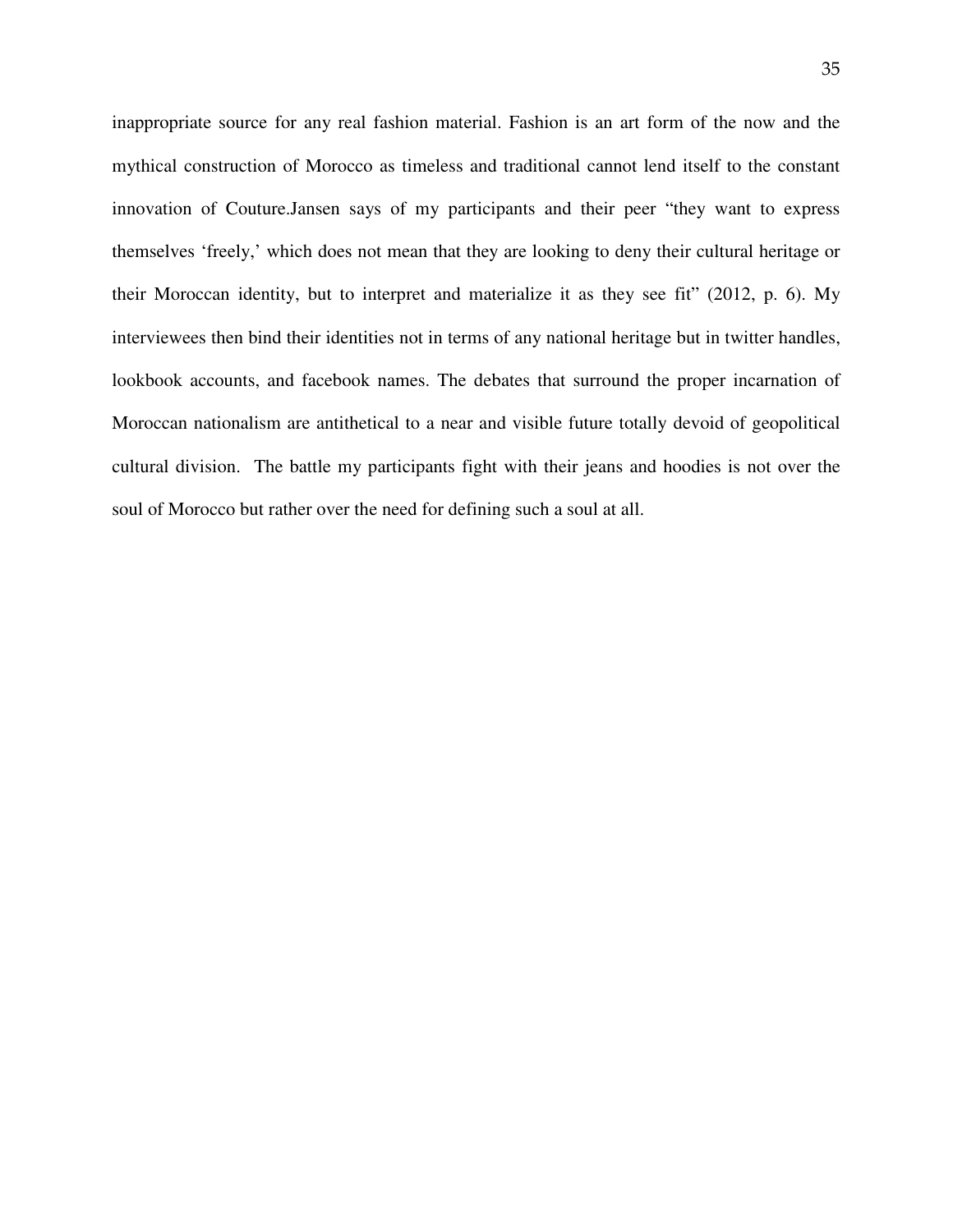inappropriate source for any real fashion material. Fashion is an art form of the now and the mythical construction of Morocco as timeless and traditional cannot lend itself to the constant innovation of Couture.Jansen says of my participants and their peer "they want to express themselves 'freely,' which does not mean that they are looking to deny their cultural heritage or their Moroccan identity, but to interpret and materialize it as they see fit" (2012, p. 6). My interviewees then bind their identities not in terms of any national heritage but in twitter handles, lookbook accounts, and facebook names. The debates that surround the proper incarnation of Moroccan nationalism are antithetical to a near and visible future totally devoid of geopolitical cultural division. The battle my participants fight with their jeans and hoodies is not over the soul of Morocco but rather over the need for defining such a soul at all.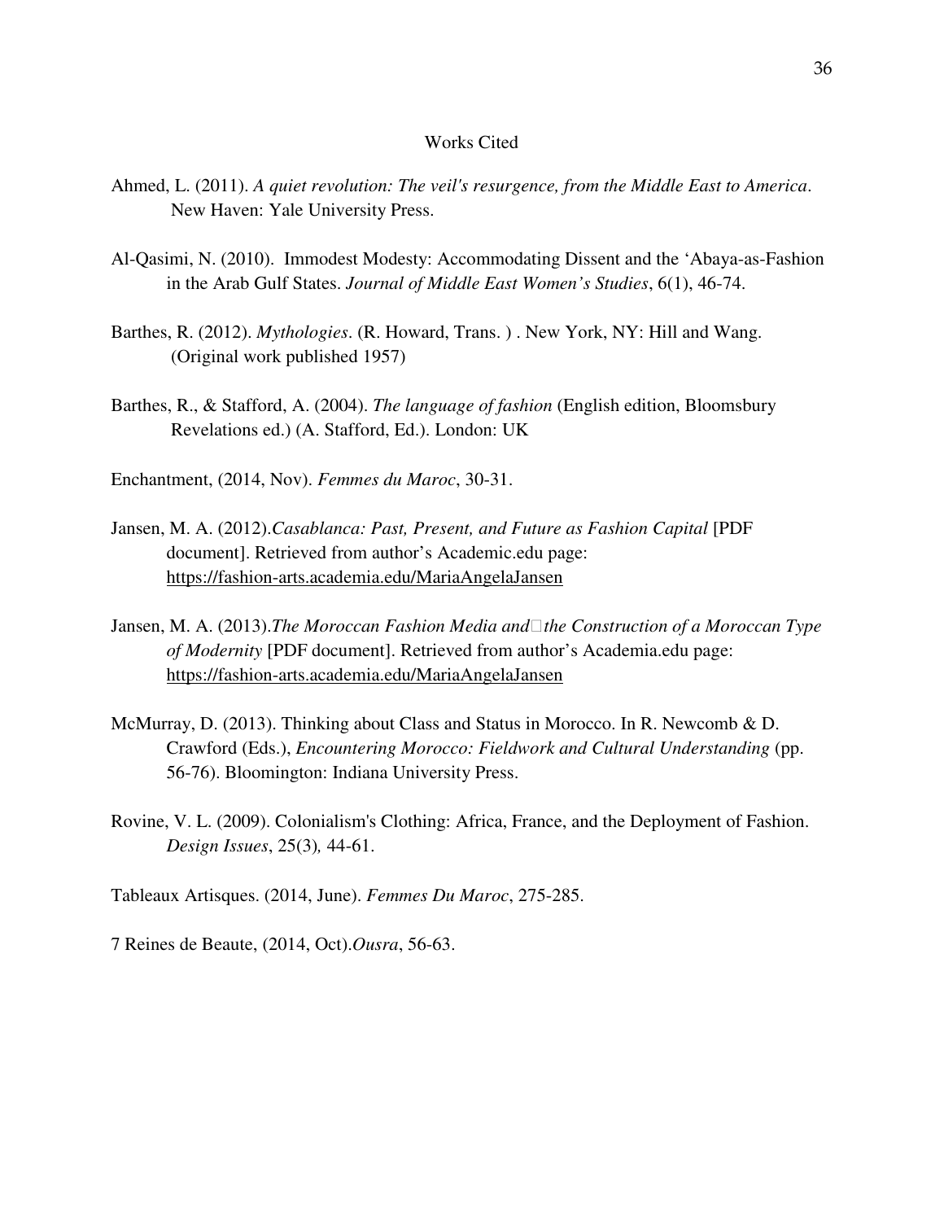# Works Cited

Ahmed, L. (2011). *A quiet revolution: The veil's resurgence, from the Middle East to America*. New Haven: Yale University Press.

Al-Qasimi, N. (2010). Immodest Modesty: Accommodating Dissent and the 'Abaya-as-Fashion in the Arab Gulf States. *Journal of Middle East Women's Studies*, 6(1), 46-74.

Barthes, R. (2012). *Mythologies*. (R. Howard, Trans. ) . New York, NY: Hill and Wang. (Original work published 1957)

Barthes, R., & Stafford, A. (2004). *The language of fashion* (English edition, Bloomsbury Revelations ed.) (A. Stafford, Ed.). London: UK

Enchantment, (2014, Nov). *Femmes du Maroc*, 30-31.

Jansen, M. A. (2012).*Casablanca: Past, Present, and Future as Fashion Capital* [PDF document]. Retrieved from author's Academic.edu page: https://fashion-arts.academia.edu/MariaAngelaJansen

Jansen, M. A. (2013).*The Moroccan Fashion Media and the Construction of a Moroccan Type of Modernity* [PDF document]. Retrieved from author's Academia.edu page: https://fashion-arts.academia.edu/MariaAngelaJansen

McMurray, D. (2013). Thinking about Class and Status in Morocco. In R. Newcomb & D. Crawford (Eds.), *Encountering Morocco: Fieldwork and Cultural Understanding* (pp. 56-76). Bloomington: Indiana University Press.

Rovine, V. L. (2009). Colonialism's Clothing: Africa, France, and the Deployment of Fashion. *Design Issues*, 25(3)*,* 44-61.

Tableaux Artisques. (2014, June). *Femmes Du Maroc*, 275-285.

7 Reines de Beaute, (2014, Oct).*Ousra*, 56-63.